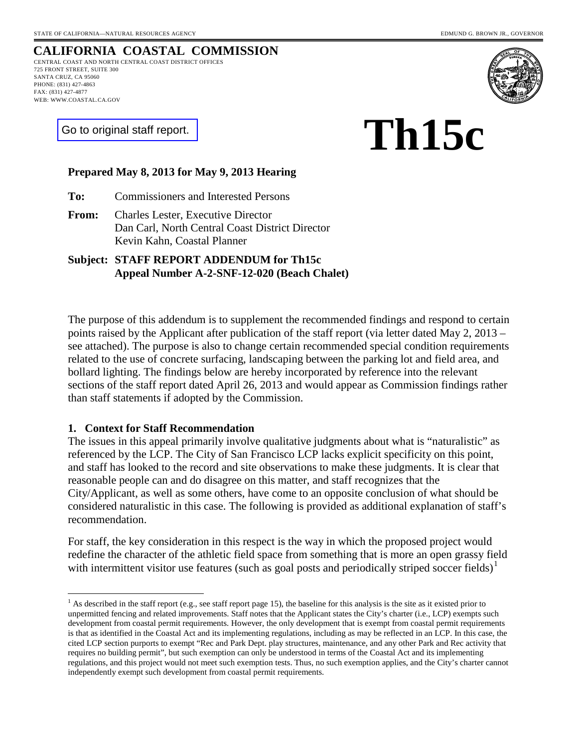STATE OF CALIFORNIA—NATURAL RESOURCES AGENCY EDMUND G. BROWN JR., GOVERNOR

# CALIFORNIA COASTAL COMMISSION

CENTRAL COAST AND NORTH CENTRAL COAST DISTRICT OFFICES
725 FRONT STREET, SUITE 300
SANTA CRUZ, CA 95060
PHONE: (831) 427-4863
FAX: (831) 427-4877
WEB: WWW.COASTAL.CA.GOV

Go to original staff report.

# Th15c

**Prepared May 8, 2013 for May 9, 2013 Hearing**

**To:** Commissioners and Interested Persons

**From:** Charles Lester, Executive Director
Dan Carl, North Central Coast District Director
Kevin Kahn, Coastal Planner

**Subject: STAFF REPORT ADDENDUM for Th15c**
**Appeal Number A-2-SNF-12-020 (Beach Chalet)**

The purpose of this addendum is to supplement the recommended findings and respond to certain points raised by the Applicant after publication of the staff report (via letter dated May 2, 2013 – see attached). The purpose is also to change certain recommended special condition requirements related to the use of concrete surfacing, landscaping between the parking lot and field area, and bollard lighting. The findings below are hereby incorporated by reference into the relevant sections of the staff report dated April 26, 2013 and would appear as Commission findings rather than staff statements if adopted by the Commission.

## 1. Context for Staff Recommendation

The issues in this appeal primarily involve qualitative judgments about what is "naturalistic" as referenced by the LCP. The City of San Francisco LCP lacks explicit specificity on this point, and staff has looked to the record and site observations to make these judgments. It is clear that reasonable people can and do disagree on this matter, and staff recognizes that the City/Applicant, as well as some others, have come to an opposite conclusion of what should be considered naturalistic in this case. The following is provided as additional explanation of staff's recommendation.

For staff, the key consideration in this respect is the way in which the proposed project would redefine the character of the athletic field space from something that is more an open grassy field with intermittent visitor use features (such as goal posts and periodically striped soccer fields)[1]

---

[1] As described in the staff report (e.g., see staff report page 15), the baseline for this analysis is the site as it existed prior to unpermitted fencing and related improvements. Staff notes that the Applicant states the City's charter (i.e., LCP) exempts such development from coastal permit requirements. However, the only development that is exempt from coastal permit requirements is that as identified in the Coastal Act and its implementing regulations, including as may be reflected in an LCP. In this case, the cited LCP section purports to exempt "Rec and Park Dept. play structures, maintenance, and any other Park and Rec activity that requires no building permit", but such exemption can only be understood in terms of the Coastal Act and its implementing regulations, and this project would not meet such exemption tests. Thus, no such exemption applies, and the City's charter cannot independently exempt such development from coastal permit requirements.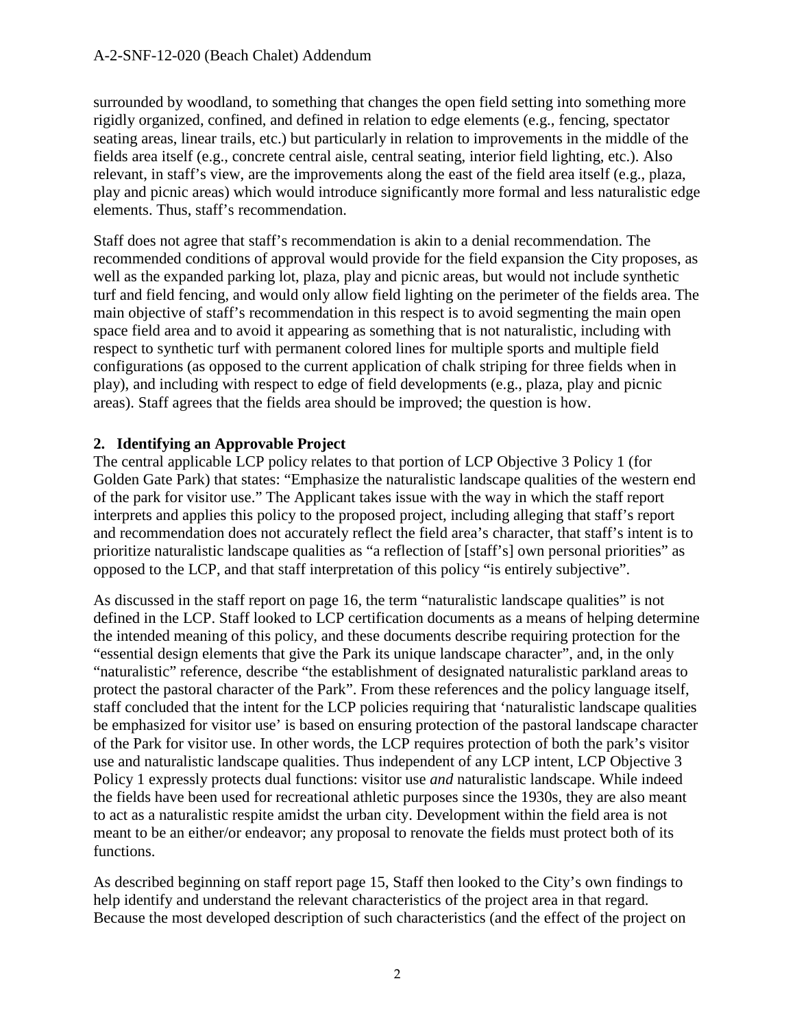surrounded by woodland, to something that changes the open field setting into something more rigidly organized, confined, and defined in relation to edge elements (e.g., fencing, spectator seating areas, linear trails, etc.) but particularly in relation to improvements in the middle of the fields area itself (e.g., concrete central aisle, central seating, interior field lighting, etc.). Also relevant, in staff's view, are the improvements along the east of the field area itself (e.g., plaza, play and picnic areas) which would introduce significantly more formal and less naturalistic edge elements. Thus, staff's recommendation.

Staff does not agree that staff's recommendation is akin to a denial recommendation. The recommended conditions of approval would provide for the field expansion the City proposes, as well as the expanded parking lot, plaza, play and picnic areas, but would not include synthetic turf and field fencing, and would only allow field lighting on the perimeter of the fields area. The main objective of staff's recommendation in this respect is to avoid segmenting the main open space field area and to avoid it appearing as something that is not naturalistic, including with respect to synthetic turf with permanent colored lines for multiple sports and multiple field configurations (as opposed to the current application of chalk striping for three fields when in play), and including with respect to edge of field developments (e.g., plaza, play and picnic areas). Staff agrees that the fields area should be improved; the question is how.

## 2. Identifying an Approvable Project

The central applicable LCP policy relates to that portion of LCP Objective 3 Policy 1 (for Golden Gate Park) that states: "Emphasize the naturalistic landscape qualities of the western end of the park for visitor use." The Applicant takes issue with the way in which the staff report interprets and applies this policy to the proposed project, including alleging that staff's report and recommendation does not accurately reflect the field area's character, that staff's intent is to prioritize naturalistic landscape qualities as "a reflection of [staff's] own personal priorities" as opposed to the LCP, and that staff interpretation of this policy "is entirely subjective".

As discussed in the staff report on page 16, the term "naturalistic landscape qualities" is not defined in the LCP. Staff looked to LCP certification documents as a means of helping determine the intended meaning of this policy, and these documents describe requiring protection for the "essential design elements that give the Park its unique landscape character", and, in the only "naturalistic" reference, describe "the establishment of designated naturalistic parkland areas to protect the pastoral character of the Park". From these references and the policy language itself, staff concluded that the intent for the LCP policies requiring that 'naturalistic landscape qualities be emphasized for visitor use' is based on ensuring protection of the pastoral landscape character of the Park for visitor use. In other words, the LCP requires protection of both the park's visitor use and naturalistic landscape qualities. Thus independent of any LCP intent, LCP Objective 3 Policy 1 expressly protects dual functions: visitor use *and* naturalistic landscape. While indeed the fields have been used for recreational athletic purposes since the 1930s, they are also meant to act as a naturalistic respite amidst the urban city. Development within the field area is not meant to be an either/or endeavor; any proposal to renovate the fields must protect both of its functions.

As described beginning on staff report page 15, Staff then looked to the City's own findings to help identify and understand the relevant characteristics of the project area in that regard. Because the most developed description of such characteristics (and the effect of the project on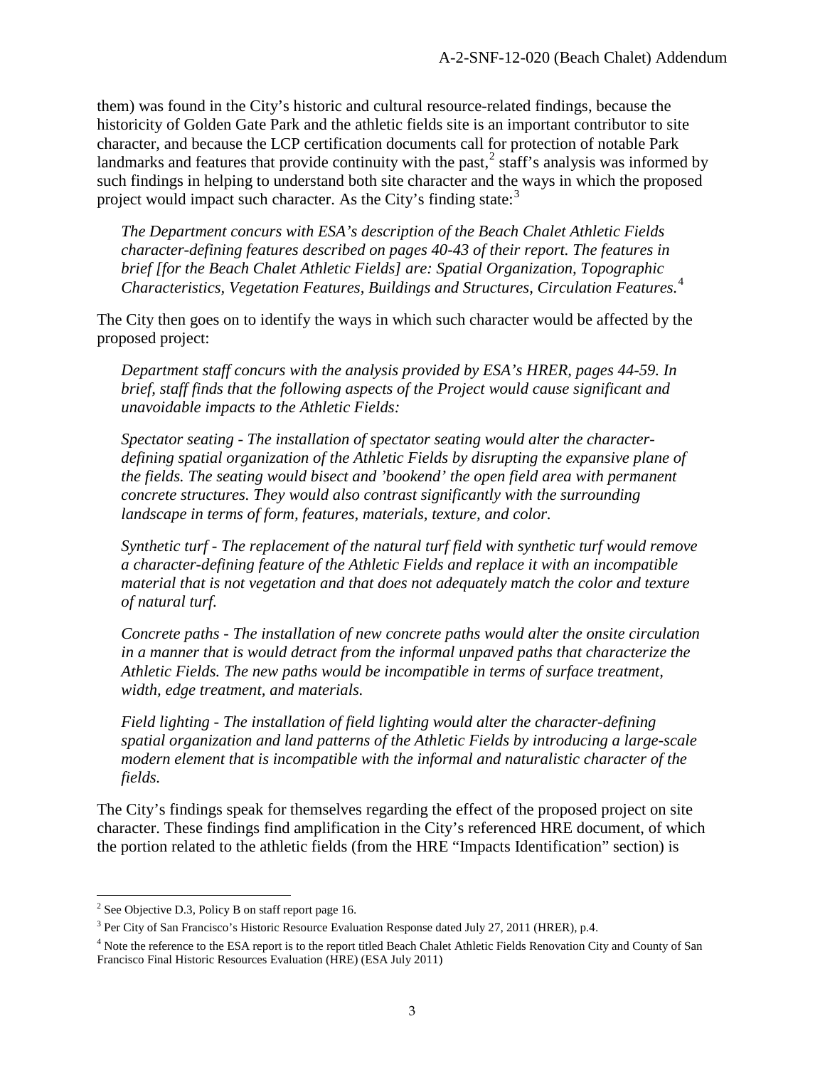them) was found in the City's historic and cultural resource-related findings, because the historicity of Golden Gate Park and the athletic fields site is an important contributor to site character, and because the LCP certification documents call for protection of notable Park landmarks and features that provide continuity with the past,[2] staff's analysis was informed by such findings in helping to understand both site character and the ways in which the proposed project would impact such character. As the City's finding state:[3]

> *The Department concurs with ESA's description of the Beach Chalet Athletic Fields character-defining features described on pages 40-43 of their report. The features in brief [for the Beach Chalet Athletic Fields] are: Spatial Organization, Topographic Characteristics, Vegetation Features, Buildings and Structures, Circulation Features.*[4]

The City then goes on to identify the ways in which such character would be affected by the proposed project:

> *Department staff concurs with the analysis provided by ESA's HRER, pages 44-59. In brief, staff finds that the following aspects of the Project would cause significant and unavoidable impacts to the Athletic Fields:*
>
> *Spectator seating - The installation of spectator seating would alter the character-defining spatial organization of the Athletic Fields by disrupting the expansive plane of the fields. The seating would bisect and 'bookend' the open field area with permanent concrete structures. They would also contrast significantly with the surrounding landscape in terms of form, features, materials, texture, and color.*
>
> *Synthetic turf - The replacement of the natural turf field with synthetic turf would remove a character-defining feature of the Athletic Fields and replace it with an incompatible material that is not vegetation and that does not adequately match the color and texture of natural turf.*
>
> *Concrete paths - The installation of new concrete paths would alter the onsite circulation in a manner that is would detract from the informal unpaved paths that characterize the Athletic Fields. The new paths would be incompatible in terms of surface treatment, width, edge treatment, and materials.*
>
> *Field lighting - The installation of field lighting would alter the character-defining spatial organization and land patterns of the Athletic Fields by introducing a large-scale modern element that is incompatible with the informal and naturalistic character of the fields.*

The City's findings speak for themselves regarding the effect of the proposed project on site character. These findings find amplification in the City's referenced HRE document, of which the portion related to the athletic fields (from the HRE "Impacts Identification" section) is

---

[2] See Objective D.3, Policy B on staff report page 16.

[3] Per City of San Francisco's Historic Resource Evaluation Response dated July 27, 2011 (HRER), p.4.

[4] Note the reference to the ESA report is to the report titled Beach Chalet Athletic Fields Renovation City and County of San Francisco Final Historic Resources Evaluation (HRE) (ESA July 2011)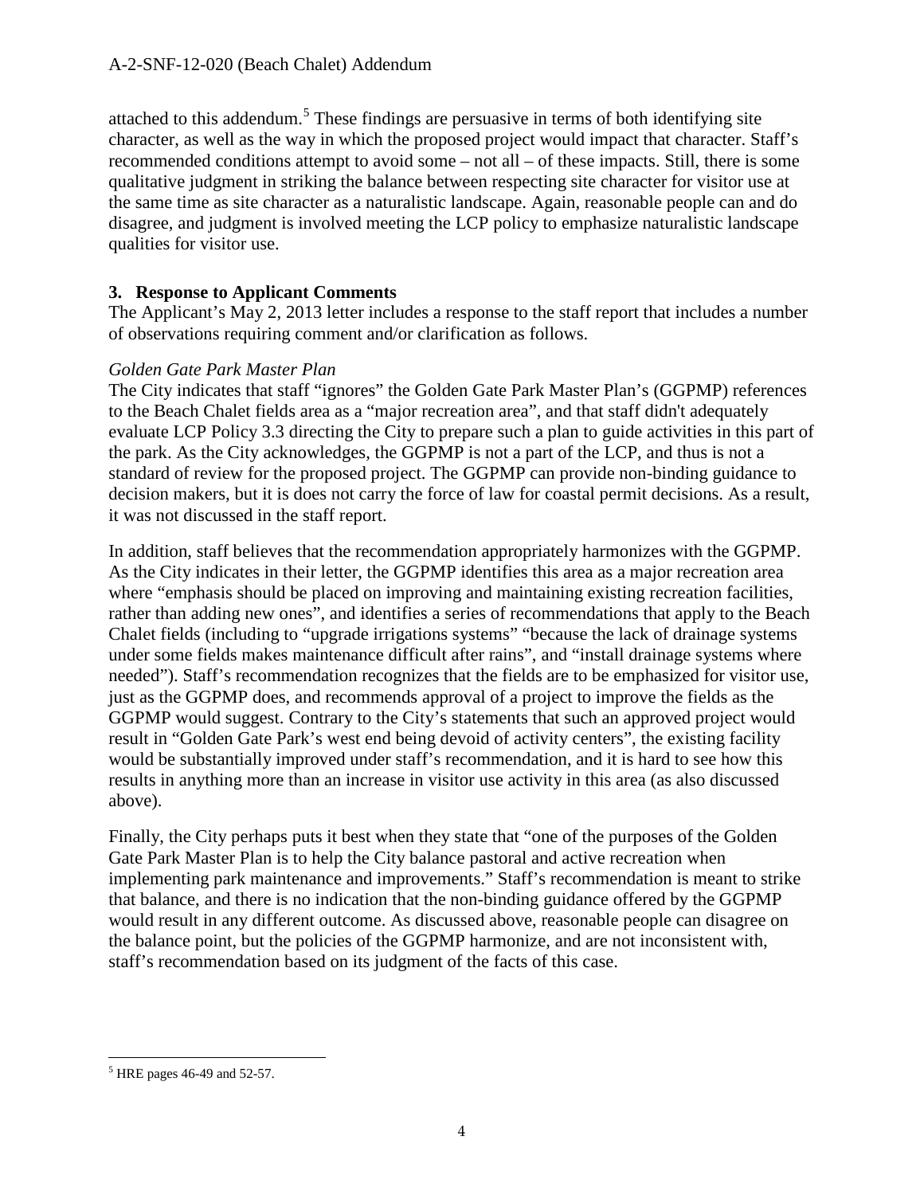attached to this addendum.[5] These findings are persuasive in terms of both identifying site character, as well as the way in which the proposed project would impact that character. Staff's recommended conditions attempt to avoid some – not all – of these impacts. Still, there is some qualitative judgment in striking the balance between respecting site character for visitor use at the same time as site character as a naturalistic landscape. Again, reasonable people can and do disagree, and judgment is involved meeting the LCP policy to emphasize naturalistic landscape qualities for visitor use.

### 3. Response to Applicant Comments

The Applicant's May 2, 2013 letter includes a response to the staff report that includes a number of observations requiring comment and/or clarification as follows.

*Golden Gate Park Master Plan*

The City indicates that staff "ignores" the Golden Gate Park Master Plan's (GGPMP) references to the Beach Chalet fields area as a "major recreation area", and that staff didn't adequately evaluate LCP Policy 3.3 directing the City to prepare such a plan to guide activities in this part of the park. As the City acknowledges, the GGPMP is not a part of the LCP, and thus is not a standard of review for the proposed project. The GGPMP can provide non-binding guidance to decision makers, but it is does not carry the force of law for coastal permit decisions. As a result, it was not discussed in the staff report.

In addition, staff believes that the recommendation appropriately harmonizes with the GGPMP. As the City indicates in their letter, the GGPMP identifies this area as a major recreation area where "emphasis should be placed on improving and maintaining existing recreation facilities, rather than adding new ones", and identifies a series of recommendations that apply to the Beach Chalet fields (including to "upgrade irrigations systems" "because the lack of drainage systems under some fields makes maintenance difficult after rains", and "install drainage systems where needed"). Staff's recommendation recognizes that the fields are to be emphasized for visitor use, just as the GGPMP does, and recommends approval of a project to improve the fields as the GGPMP would suggest. Contrary to the City's statements that such an approved project would result in "Golden Gate Park's west end being devoid of activity centers", the existing facility would be substantially improved under staff's recommendation, and it is hard to see how this results in anything more than an increase in visitor use activity in this area (as also discussed above).

Finally, the City perhaps puts it best when they state that "one of the purposes of the Golden Gate Park Master Plan is to help the City balance pastoral and active recreation when implementing park maintenance and improvements." Staff's recommendation is meant to strike that balance, and there is no indication that the non-binding guidance offered by the GGPMP would result in any different outcome. As discussed above, reasonable people can disagree on the balance point, but the policies of the GGPMP harmonize, and are not inconsistent with, staff's recommendation based on its judgment of the facts of this case.

---

[5] HRE pages 46-49 and 52-57.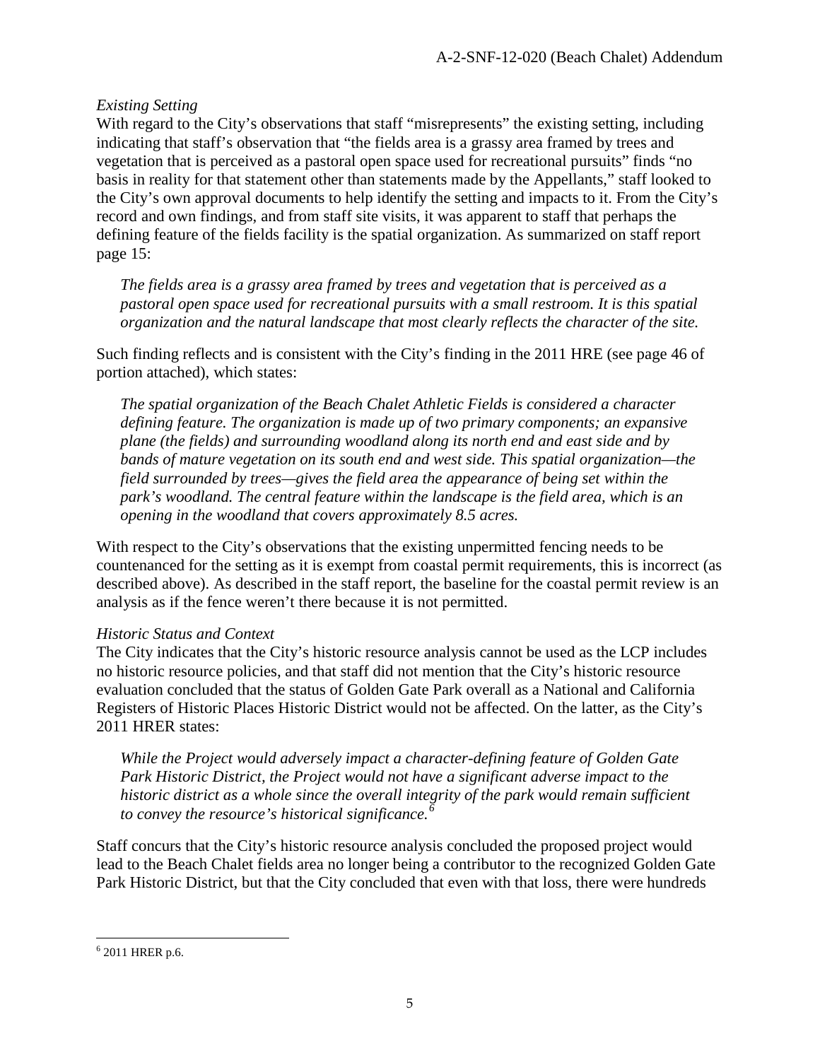*Existing Setting*

With regard to the City's observations that staff "misrepresents" the existing setting, including indicating that staff's observation that "the fields area is a grassy area framed by trees and vegetation that is perceived as a pastoral open space used for recreational pursuits" finds "no basis in reality for that statement other than statements made by the Appellants," staff looked to the City's own approval documents to help identify the setting and impacts to it. From the City's record and own findings, and from staff site visits, it was apparent to staff that perhaps the defining feature of the fields facility is the spatial organization. As summarized on staff report page 15:

> *The fields area is a grassy area framed by trees and vegetation that is perceived as a pastoral open space used for recreational pursuits with a small restroom. It is this spatial organization and the natural landscape that most clearly reflects the character of the site.*

Such finding reflects and is consistent with the City's finding in the 2011 HRE (see page 46 of portion attached), which states:

> *The spatial organization of the Beach Chalet Athletic Fields is considered a character defining feature. The organization is made up of two primary components; an expansive plane (the fields) and surrounding woodland along its north end and east side and by bands of mature vegetation on its south end and west side. This spatial organization—the field surrounded by trees—gives the field area the appearance of being set within the park's woodland. The central feature within the landscape is the field area, which is an opening in the woodland that covers approximately 8.5 acres.*

With respect to the City's observations that the existing unpermitted fencing needs to be countenanced for the setting as it is exempt from coastal permit requirements, this is incorrect (as described above). As described in the staff report, the baseline for the coastal permit review is an analysis as if the fence weren't there because it is not permitted.

*Historic Status and Context*

The City indicates that the City's historic resource analysis cannot be used as the LCP includes no historic resource policies, and that staff did not mention that the City's historic resource evaluation concluded that the status of Golden Gate Park overall as a National and California Registers of Historic Places Historic District would not be affected. On the latter, as the City's 2011 HRER states:

> *While the Project would adversely impact a character-defining feature of Golden Gate Park Historic District, the Project would not have a significant adverse impact to the historic district as a whole since the overall integrity of the park would remain sufficient to convey the resource's historical significance.*[6]

Staff concurs that the City's historic resource analysis concluded the proposed project would lead to the Beach Chalet fields area no longer being a contributor to the recognized Golden Gate Park Historic District, but that the City concluded that even with that loss, there were hundreds

---

[6] 2011 HRER p.6.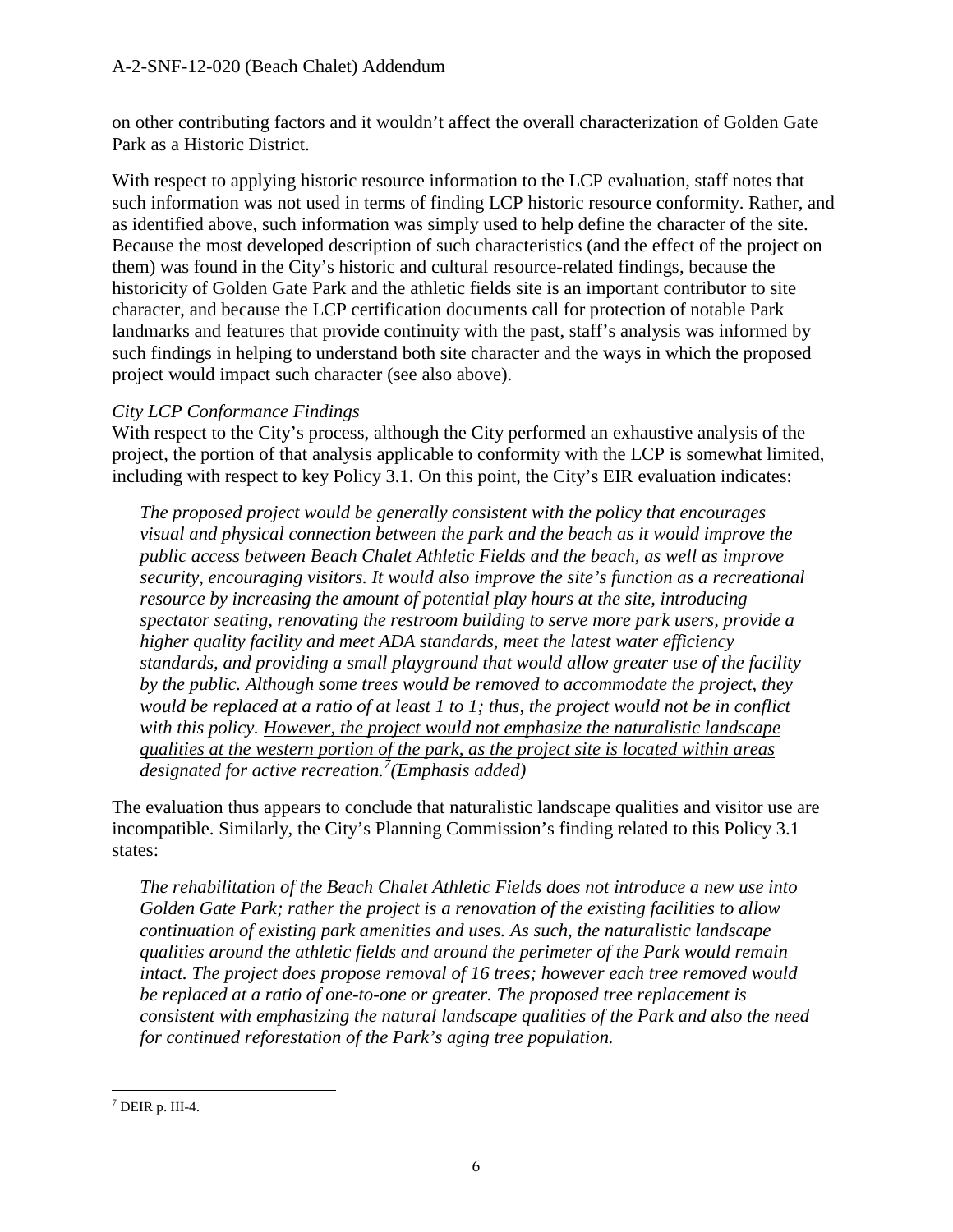on other contributing factors and it wouldn't affect the overall characterization of Golden Gate Park as a Historic District.

With respect to applying historic resource information to the LCP evaluation, staff notes that such information was not used in terms of finding LCP historic resource conformity. Rather, and as identified above, such information was simply used to help define the character of the site. Because the most developed description of such characteristics (and the effect of the project on them) was found in the City's historic and cultural resource-related findings, because the historicity of Golden Gate Park and the athletic fields site is an important contributor to site character, and because the LCP certification documents call for protection of notable Park landmarks and features that provide continuity with the past, staff's analysis was informed by such findings in helping to understand both site character and the ways in which the proposed project would impact such character (see also above).

*City LCP Conformance Findings*

With respect to the City's process, although the City performed an exhaustive analysis of the project, the portion of that analysis applicable to conformity with the LCP is somewhat limited, including with respect to key Policy 3.1. On this point, the City's EIR evaluation indicates:

> *The proposed project would be generally consistent with the policy that encourages visual and physical connection between the park and the beach as it would improve the public access between Beach Chalet Athletic Fields and the beach, as well as improve security, encouraging visitors. It would also improve the site's function as a recreational resource by increasing the amount of potential play hours at the site, introducing spectator seating, renovating the restroom building to serve more park users, provide a higher quality facility and meet ADA standards, meet the latest water efficiency standards, and providing a small playground that would allow greater use of the facility by the public. Although some trees would be removed to accommodate the project, they would be replaced at a ratio of at least 1 to 1; thus, the project would not be in conflict with this policy. <u>However, the project would not emphasize the naturalistic landscape qualities at the western portion of the park, as the project site is located within areas designated for active recreation.</u>[7] (Emphasis added)*

The evaluation thus appears to conclude that naturalistic landscape qualities and visitor use are incompatible. Similarly, the City's Planning Commission's finding related to this Policy 3.1 states:

> *The rehabilitation of the Beach Chalet Athletic Fields does not introduce a new use into Golden Gate Park; rather the project is a renovation of the existing facilities to allow continuation of existing park amenities and uses. As such, the naturalistic landscape qualities around the athletic fields and around the perimeter of the Park would remain intact. The project does propose removal of 16 trees; however each tree removed would be replaced at a ratio of one-to-one or greater. The proposed tree replacement is consistent with emphasizing the natural landscape qualities of the Park and also the need for continued reforestation of the Park's aging tree population.*

---

[7] DEIR p. III-4.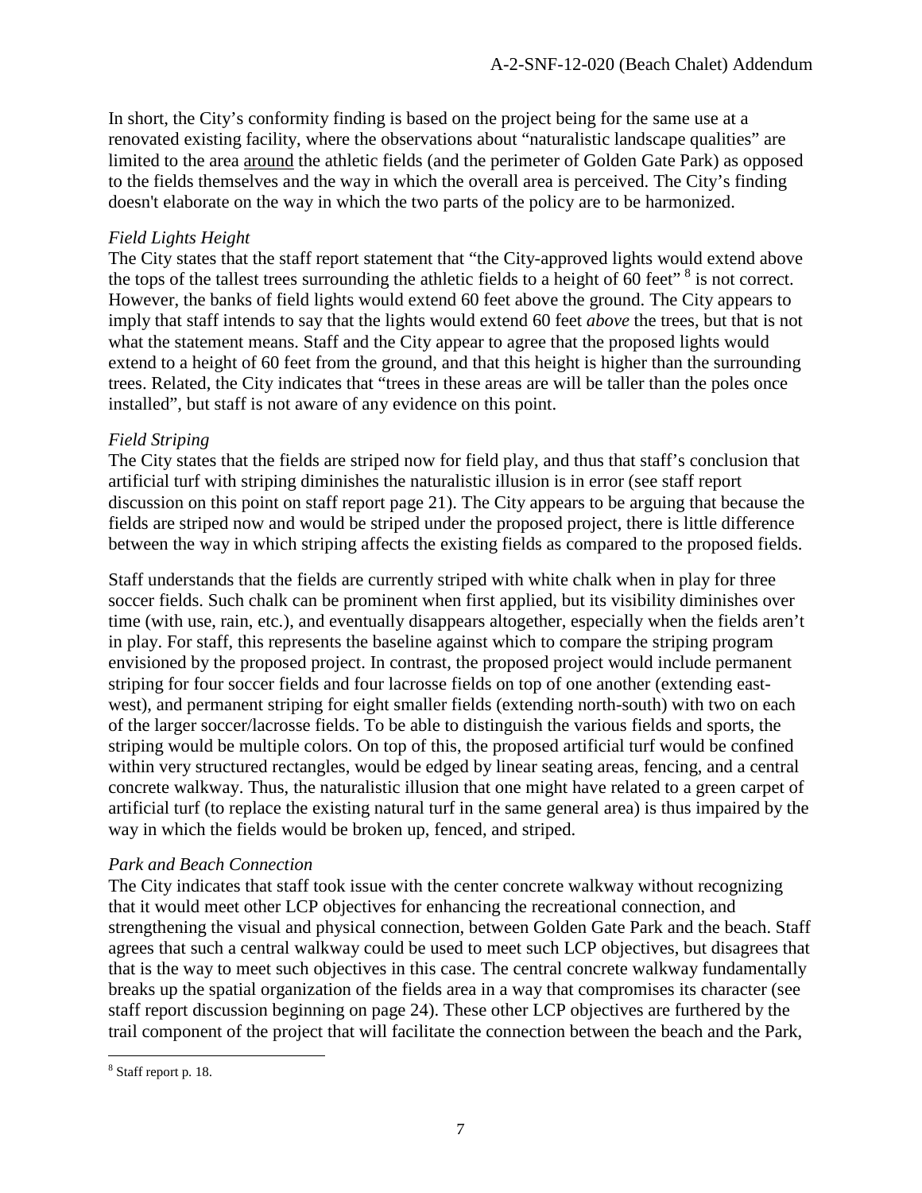In short, the City's conformity finding is based on the project being for the same use at a renovated existing facility, where the observations about "naturalistic landscape qualities" are limited to the area around the athletic fields (and the perimeter of Golden Gate Park) as opposed to the fields themselves and the way in which the overall area is perceived. The City's finding doesn't elaborate on the way in which the two parts of the policy are to be harmonized.

*Field Lights Height*

The City states that the staff report statement that "the City-approved lights would extend above the tops of the tallest trees surrounding the athletic fields to a height of 60 feet" [8] is not correct. However, the banks of field lights would extend 60 feet above the ground. The City appears to imply that staff intends to say that the lights would extend 60 feet *above* the trees, but that is not what the statement means. Staff and the City appear to agree that the proposed lights would extend to a height of 60 feet from the ground, and that this height is higher than the surrounding trees. Related, the City indicates that "trees in these areas are will be taller than the poles once installed", but staff is not aware of any evidence on this point.

*Field Striping*

The City states that the fields are striped now for field play, and thus that staff's conclusion that artificial turf with striping diminishes the naturalistic illusion is in error (see staff report discussion on this point on staff report page 21). The City appears to be arguing that because the fields are striped now and would be striped under the proposed project, there is little difference between the way in which striping affects the existing fields as compared to the proposed fields.

Staff understands that the fields are currently striped with white chalk when in play for three soccer fields. Such chalk can be prominent when first applied, but its visibility diminishes over time (with use, rain, etc.), and eventually disappears altogether, especially when the fields aren't in play. For staff, this represents the baseline against which to compare the striping program envisioned by the proposed project. In contrast, the proposed project would include permanent striping for four soccer fields and four lacrosse fields on top of one another (extending east-west), and permanent striping for eight smaller fields (extending north-south) with two on each of the larger soccer/lacrosse fields. To be able to distinguish the various fields and sports, the striping would be multiple colors. On top of this, the proposed artificial turf would be confined within very structured rectangles, would be edged by linear seating areas, fencing, and a central concrete walkway. Thus, the naturalistic illusion that one might have related to a green carpet of artificial turf (to replace the existing natural turf in the same general area) is thus impaired by the way in which the fields would be broken up, fenced, and striped.

*Park and Beach Connection*

The City indicates that staff took issue with the center concrete walkway without recognizing that it would meet other LCP objectives for enhancing the recreational connection, and strengthening the visual and physical connection, between Golden Gate Park and the beach. Staff agrees that such a central walkway could be used to meet such LCP objectives, but disagrees that that is the way to meet such objectives in this case. The central concrete walkway fundamentally breaks up the spatial organization of the fields area in a way that compromises its character (see staff report discussion beginning on page 24). These other LCP objectives are furthered by the trail component of the project that will facilitate the connection between the beach and the Park,

[8] Staff report p. 18.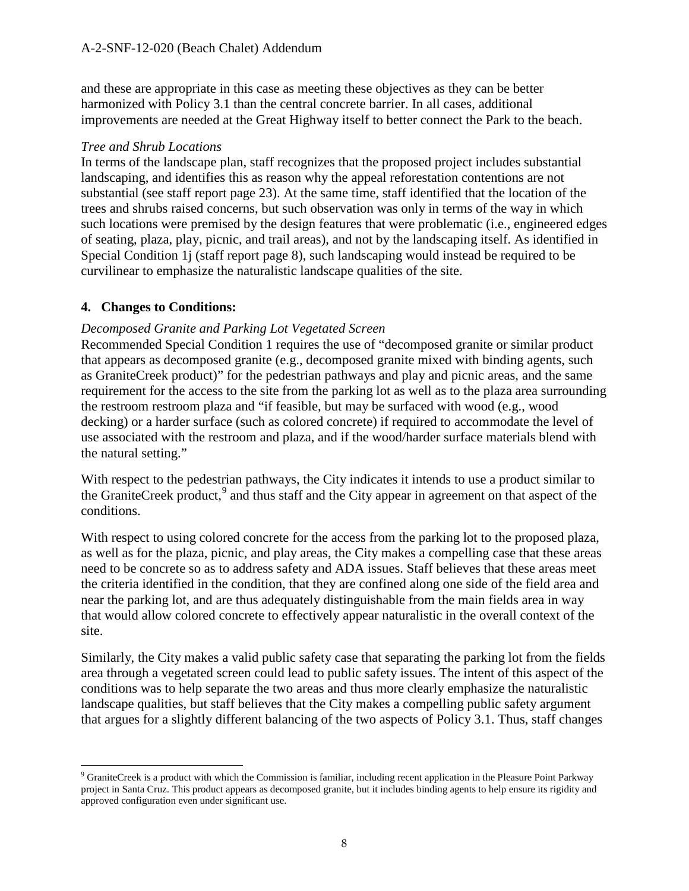and these are appropriate in this case as meeting these objectives as they can be better harmonized with Policy 3.1 than the central concrete barrier. In all cases, additional improvements are needed at the Great Highway itself to better connect the Park to the beach.

*Tree and Shrub Locations*

In terms of the landscape plan, staff recognizes that the proposed project includes substantial landscaping, and identifies this as reason why the appeal reforestation contentions are not substantial (see staff report page 23). At the same time, staff identified that the location of the trees and shrubs raised concerns, but such observation was only in terms of the way in which such locations were premised by the design features that were problematic (i.e., engineered edges of seating, plaza, play, picnic, and trail areas), and not by the landscaping itself. As identified in Special Condition 1j (staff report page 8), such landscaping would instead be required to be curvilinear to emphasize the naturalistic landscape qualities of the site.

## 4. Changes to Conditions:

*Decomposed Granite and Parking Lot Vegetated Screen*

Recommended Special Condition 1 requires the use of "decomposed granite or similar product that appears as decomposed granite (e.g., decomposed granite mixed with binding agents, such as GraniteCreek product)" for the pedestrian pathways and play and picnic areas, and the same requirement for the access to the site from the parking lot as well as to the plaza area surrounding the restroom restroom plaza and "if feasible, but may be surfaced with wood (e.g., wood decking) or a harder surface (such as colored concrete) if required to accommodate the level of use associated with the restroom and plaza, and if the wood/harder surface materials blend with the natural setting."

With respect to the pedestrian pathways, the City indicates it intends to use a product similar to the GraniteCreek product,[9] and thus staff and the City appear in agreement on that aspect of the conditions.

With respect to using colored concrete for the access from the parking lot to the proposed plaza, as well as for the plaza, picnic, and play areas, the City makes a compelling case that these areas need to be concrete so as to address safety and ADA issues. Staff believes that these areas meet the criteria identified in the condition, that they are confined along one side of the field area and near the parking lot, and are thus adequately distinguishable from the main fields area in way that would allow colored concrete to effectively appear naturalistic in the overall context of the site.

Similarly, the City makes a valid public safety case that separating the parking lot from the fields area through a vegetated screen could lead to public safety issues. The intent of this aspect of the conditions was to help separate the two areas and thus more clearly emphasize the naturalistic landscape qualities, but staff believes that the City makes a compelling public safety argument that argues for a slightly different balancing of the two aspects of Policy 3.1. Thus, staff changes

---

[9] GraniteCreek is a product with which the Commission is familiar, including recent application in the Pleasure Point Parkway project in Santa Cruz. This product appears as decomposed granite, but it includes binding agents to help ensure its rigidity and approved configuration even under significant use.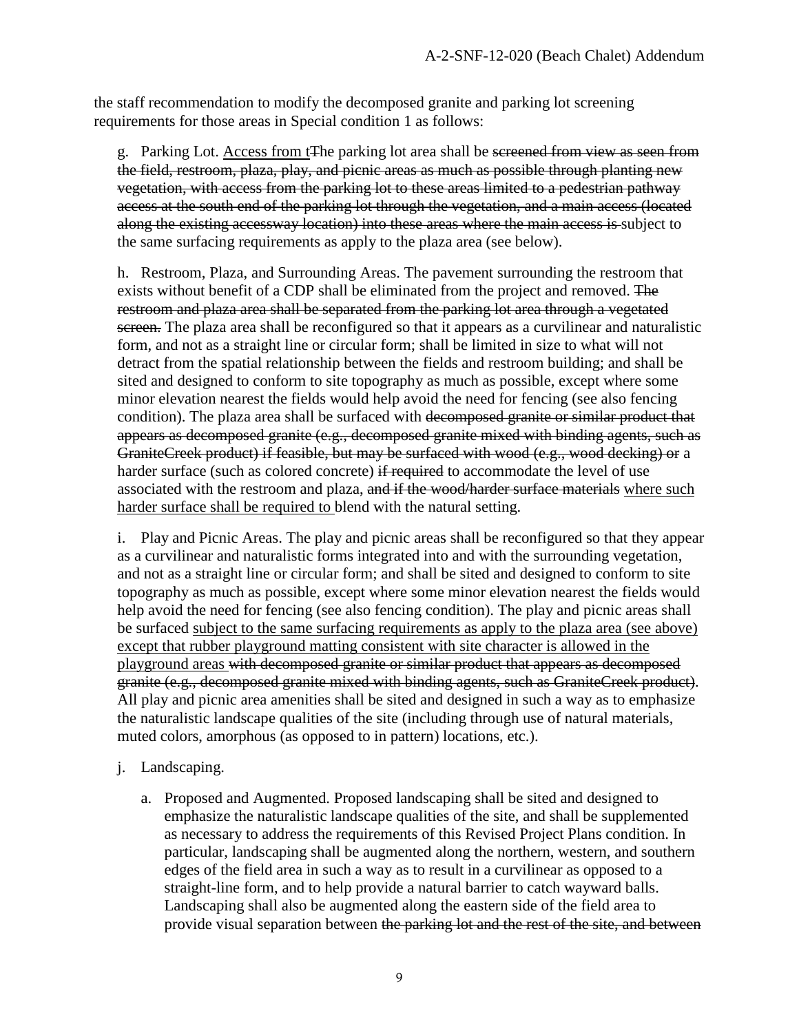the staff recommendation to modify the decomposed granite and parking lot screening requirements for those areas in Special condition 1 as follows:

g. Parking Lot. <u>Access from t</u>~~T~~he parking lot area shall be ~~screened from view as seen from the field, restroom, plaza, play, and picnic areas as much as possible through planting new vegetation, with access from the parking lot to these areas limited to a pedestrian pathway access at the south end of the parking lot through the vegetation, and a main access (located along the existing accessway location) into these areas where the main access is~~ subject to the same surfacing requirements as apply to the plaza area (see below).

h. Restroom, Plaza, and Surrounding Areas. The pavement surrounding the restroom that exists without benefit of a CDP shall be eliminated from the project and removed. ~~The restroom and plaza area shall be separated from the parking lot area through a vegetated screen.~~ The plaza area shall be reconfigured so that it appears as a curvilinear and naturalistic form, and not as a straight line or circular form; shall be limited in size to what will not detract from the spatial relationship between the fields and restroom building; and shall be sited and designed to conform to site topography as much as possible, except where some minor elevation nearest the fields would help avoid the need for fencing (see also fencing condition). The plaza area shall be surfaced with ~~decomposed granite or similar product that appears as decomposed granite (e.g., decomposed granite mixed with binding agents, such as GraniteCreek product) if feasible, but may be surfaced with wood (e.g., wood decking) or~~ a harder surface (such as colored concrete) ~~if required~~ to accommodate the level of use associated with the restroom and plaza, ~~and if the wood/harder surface materials~~ <u>where such harder surface shall be required to</u> blend with the natural setting.

i. Play and Picnic Areas. The play and picnic areas shall be reconfigured so that they appear as a curvilinear and naturalistic forms integrated into and with the surrounding vegetation, and not as a straight line or circular form; and shall be sited and designed to conform to site topography as much as possible, except where some minor elevation nearest the fields would help avoid the need for fencing (see also fencing condition). The play and picnic areas shall be surfaced <u>subject to the same surfacing requirements as apply to the plaza area (see above) except that rubber playground matting consistent with site character is allowed in the playground areas</u> ~~with decomposed granite or similar product that appears as decomposed granite (e.g., decomposed granite mixed with binding agents, such as GraniteCreek product)~~. All play and picnic area amenities shall be sited and designed in such a way as to emphasize the naturalistic landscape qualities of the site (including through use of natural materials, muted colors, amorphous (as opposed to in pattern) locations, etc.).

j. Landscaping.

a. Proposed and Augmented. Proposed landscaping shall be sited and designed to emphasize the naturalistic landscape qualities of the site, and shall be supplemented as necessary to address the requirements of this Revised Project Plans condition. In particular, landscaping shall be augmented along the northern, western, and southern edges of the field area in such a way as to result in a curvilinear as opposed to a straight-line form, and to help provide a natural barrier to catch wayward balls. Landscaping shall also be augmented along the eastern side of the field area to provide visual separation between ~~the parking lot and the rest of the site, and between~~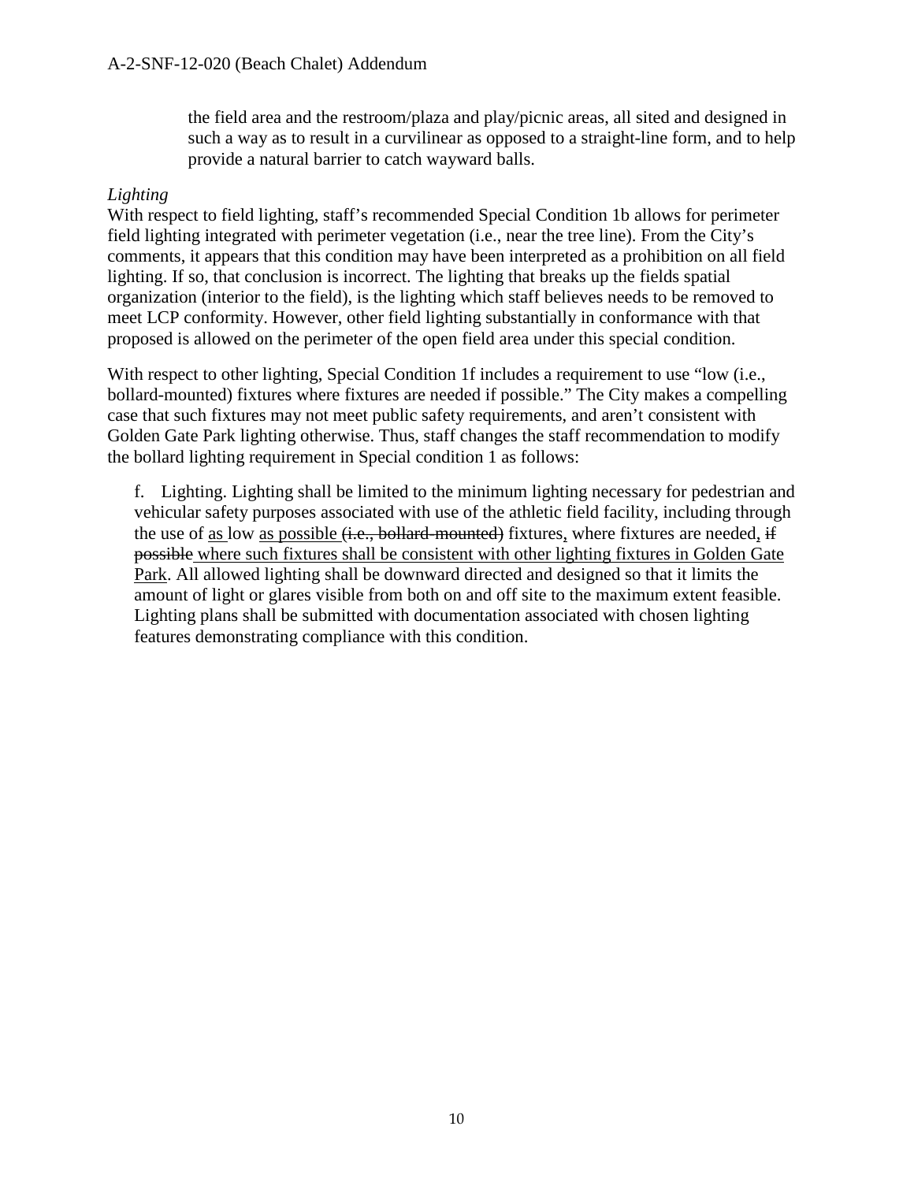> the field area and the restroom/plaza and play/picnic areas, all sited and designed in such a way as to result in a curvilinear as opposed to a straight-line form, and to help provide a natural barrier to catch wayward balls.

*Lighting*

With respect to field lighting, staff's recommended Special Condition 1b allows for perimeter field lighting integrated with perimeter vegetation (i.e., near the tree line). From the City's comments, it appears that this condition may have been interpreted as a prohibition on all field lighting. If so, that conclusion is incorrect. The lighting that breaks up the fields spatial organization (interior to the field), is the lighting which staff believes needs to be removed to meet LCP conformity. However, other field lighting substantially in conformance with that proposed is allowed on the perimeter of the open field area under this special condition.

With respect to other lighting, Special Condition 1f includes a requirement to use "low (i.e., bollard-mounted) fixtures where fixtures are needed if possible." The City makes a compelling case that such fixtures may not meet public safety requirements, and aren't consistent with Golden Gate Park lighting otherwise. Thus, staff changes the staff recommendation to modify the bollard lighting requirement in Special condition 1 as follows:

> f. Lighting. Lighting shall be limited to the minimum lighting necessary for pedestrian and vehicular safety purposes associated with use of the athletic field facility, including through the use of <u>as </u>low <u>as possible </u>~~(i.e., bollard-mounted)~~ fixtures<u>,</u> where fixtures are needed<u>,</u> ~~if possible~~<u> where such fixtures shall be consistent with other lighting fixtures in Golden Gate Park</u>. All allowed lighting shall be downward directed and designed so that it limits the amount of light or glares visible from both on and off site to the maximum extent feasible. Lighting plans shall be submitted with documentation associated with chosen lighting features demonstrating compliance with this condition.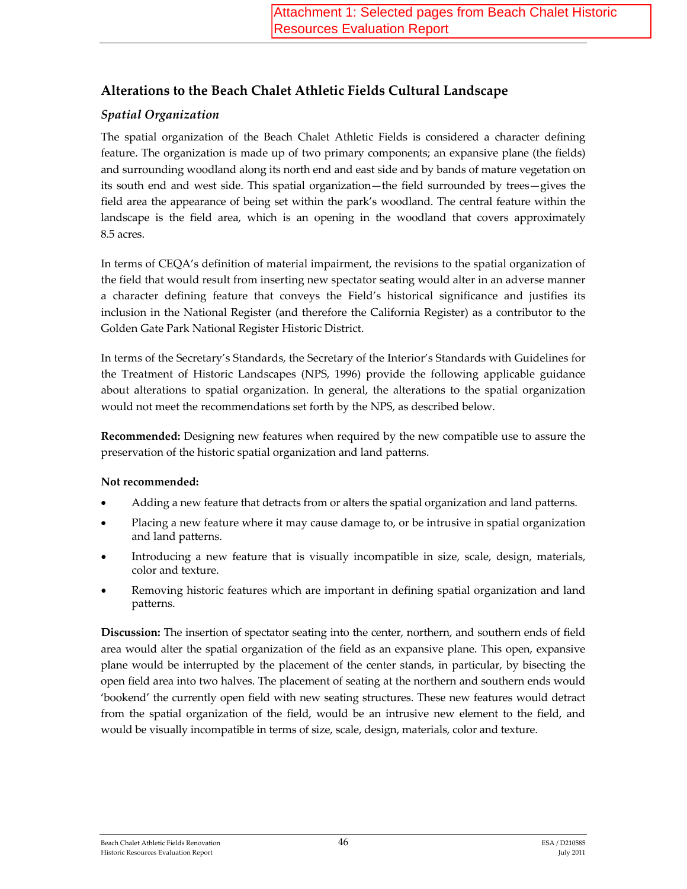Attachment 1: Selected pages from Beach Chalet Historic Resources Evaluation Report

## Alterations to the Beach Chalet Athletic Fields Cultural Landscape

### *Spatial Organization*

The spatial organization of the Beach Chalet Athletic Fields is considered a character defining feature. The organization is made up of two primary components; an expansive plane (the fields) and surrounding woodland along its north end and east side and by bands of mature vegetation on its south end and west side. This spatial organization—the field surrounded by trees—gives the field area the appearance of being set within the park's woodland. The central feature within the landscape is the field area, which is an opening in the woodland that covers approximately 8.5 acres.

In terms of CEQA's definition of material impairment, the revisions to the spatial organization of the field that would result from inserting new spectator seating would alter in an adverse manner a character defining feature that conveys the Field's historical significance and justifies its inclusion in the National Register (and therefore the California Register) as a contributor to the Golden Gate Park National Register Historic District.

In terms of the Secretary's Standards, the Secretary of the Interior's Standards with Guidelines for the Treatment of Historic Landscapes (NPS, 1996) provide the following applicable guidance about alterations to spatial organization. In general, the alterations to the spatial organization would not meet the recommendations set forth by the NPS, as described below.

**Recommended:** Designing new features when required by the new compatible use to assure the preservation of the historic spatial organization and land patterns.

**Not recommended:**

- Adding a new feature that detracts from or alters the spatial organization and land patterns.
- Placing a new feature where it may cause damage to, or be intrusive in spatial organization and land patterns.
- Introducing a new feature that is visually incompatible in size, scale, design, materials, color and texture.
- Removing historic features which are important in defining spatial organization and land patterns.

**Discussion:** The insertion of spectator seating into the center, northern, and southern ends of field area would alter the spatial organization of the field as an expansive plane. This open, expansive plane would be interrupted by the placement of the center stands, in particular, by bisecting the open field area into two halves. The placement of seating at the northern and southern ends would 'bookend' the currently open field with new seating structures. These new features would detract from the spatial organization of the field, would be an intrusive new element to the field, and would be visually incompatible in terms of size, scale, design, materials, color and texture.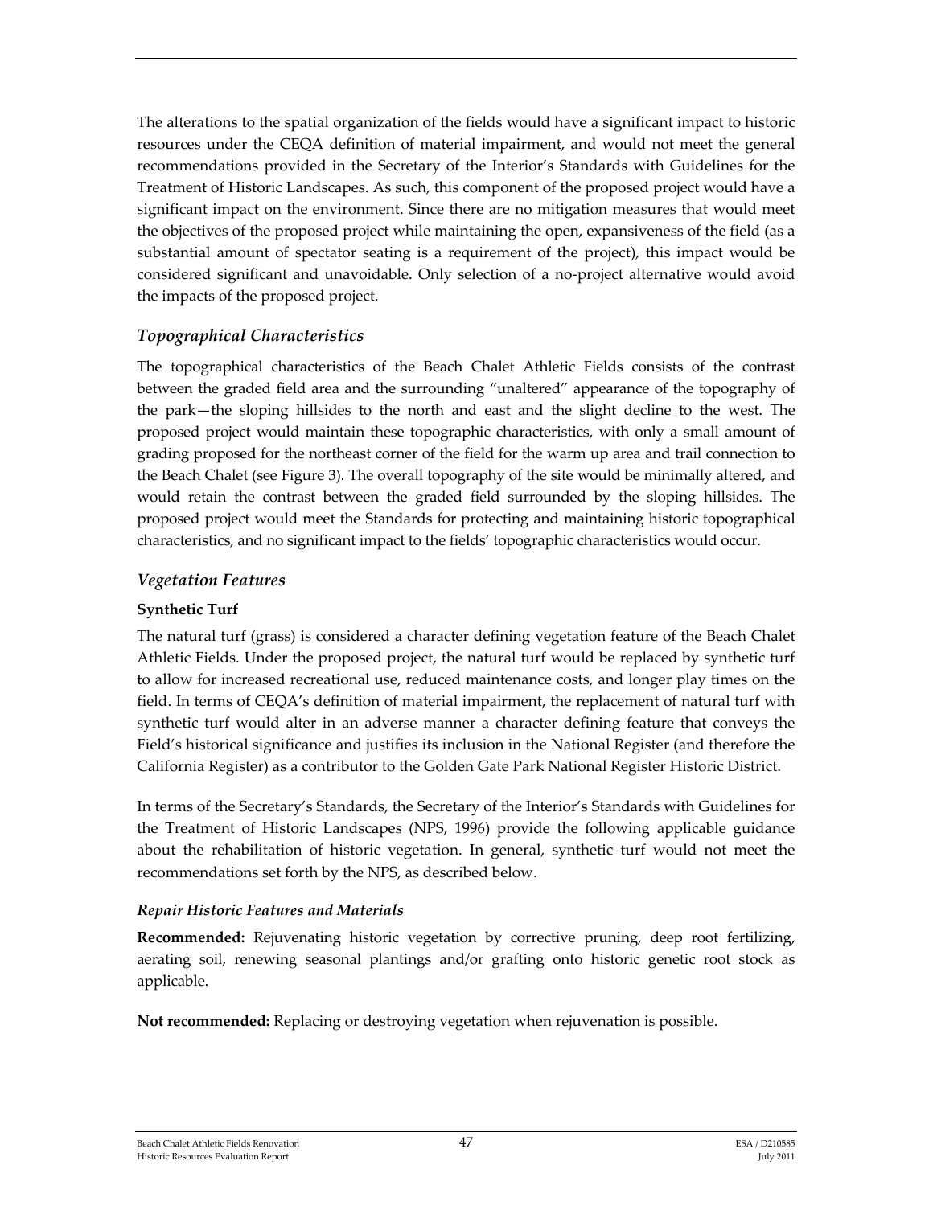The alterations to the spatial organization of the fields would have a significant impact to historic resources under the CEQA definition of material impairment, and would not meet the general recommendations provided in the Secretary of the Interior's Standards with Guidelines for the Treatment of Historic Landscapes. As such, this component of the proposed project would have a significant impact on the environment. Since there are no mitigation measures that would meet the objectives of the proposed project while maintaining the open, expansiveness of the field (as a substantial amount of spectator seating is a requirement of the project), this impact would be considered significant and unavoidable. Only selection of a no-project alternative would avoid the impacts of the proposed project.

## *Topographical Characteristics*

The topographical characteristics of the Beach Chalet Athletic Fields consists of the contrast between the graded field area and the surrounding "unaltered" appearance of the topography of the park—the sloping hillsides to the north and east and the slight decline to the west. The proposed project would maintain these topographic characteristics, with only a small amount of grading proposed for the northeast corner of the field for the warm up area and trail connection to the Beach Chalet (see Figure 3). The overall topography of the site would be minimally altered, and would retain the contrast between the graded field surrounded by the sloping hillsides. The proposed project would meet the Standards for protecting and maintaining historic topographical characteristics, and no significant impact to the fields' topographic characteristics would occur.

## *Vegetation Features*

### Synthetic Turf

The natural turf (grass) is considered a character defining vegetation feature of the Beach Chalet Athletic Fields. Under the proposed project, the natural turf would be replaced by synthetic turf to allow for increased recreational use, reduced maintenance costs, and longer play times on the field. In terms of CEQA's definition of material impairment, the replacement of natural turf with synthetic turf would alter in an adverse manner a character defining feature that conveys the Field's historical significance and justifies its inclusion in the National Register (and therefore the California Register) as a contributor to the Golden Gate Park National Register Historic District.

In terms of the Secretary's Standards, the Secretary of the Interior's Standards with Guidelines for the Treatment of Historic Landscapes (NPS, 1996) provide the following applicable guidance about the rehabilitation of historic vegetation. In general, synthetic turf would not meet the recommendations set forth by the NPS, as described below.

### *Repair Historic Features and Materials*

**Recommended:** Rejuvenating historic vegetation by corrective pruning, deep root fertilizing, aerating soil, renewing seasonal plantings and/or grafting onto historic genetic root stock as applicable.

**Not recommended:** Replacing or destroying vegetation when rejuvenation is possible.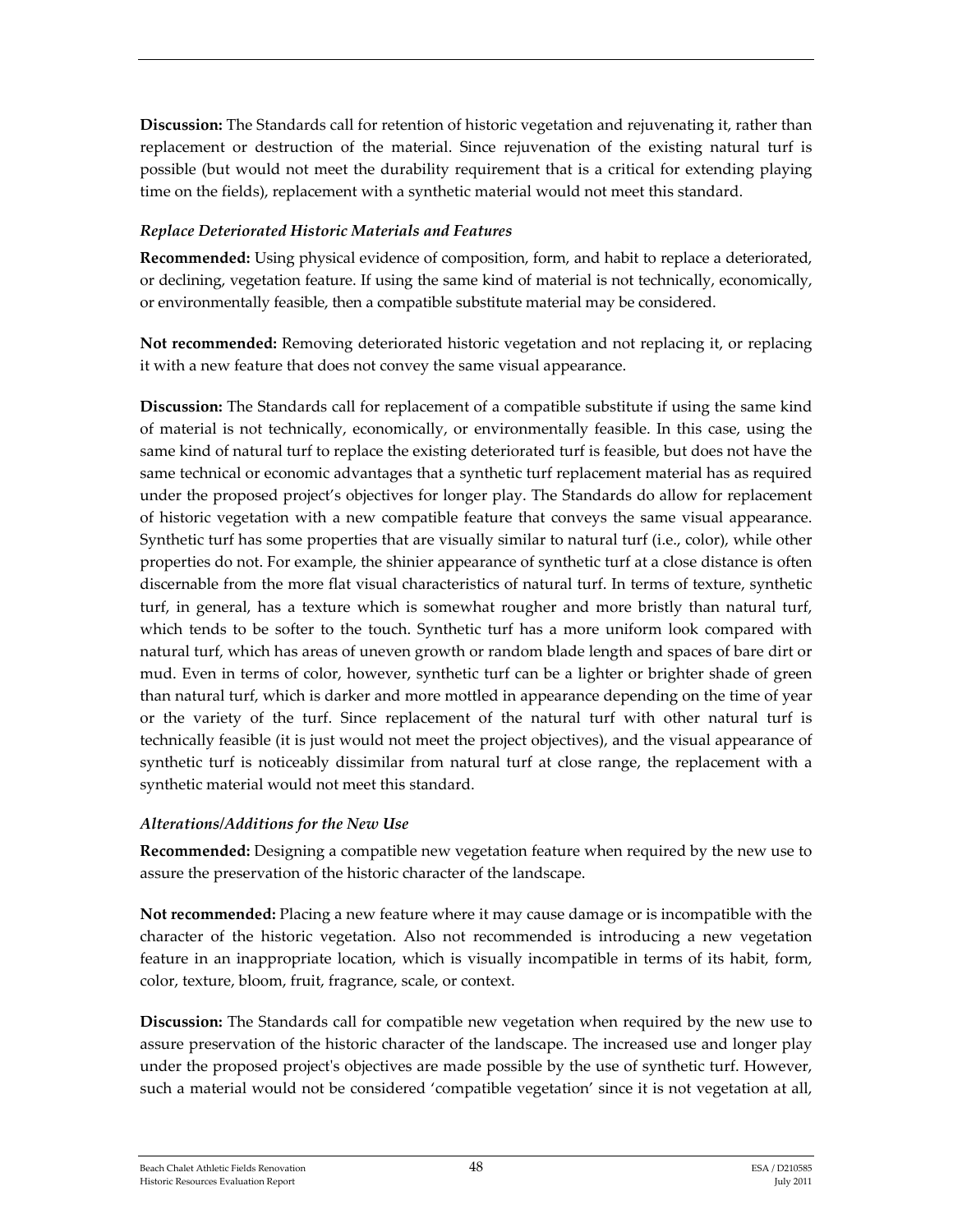**Discussion:** The Standards call for retention of historic vegetation and rejuvenating it, rather than replacement or destruction of the material. Since rejuvenation of the existing natural turf is possible (but would not meet the durability requirement that is a critical for extending playing time on the fields), replacement with a synthetic material would not meet this standard.

### *Replace Deteriorated Historic Materials and Features*

**Recommended:** Using physical evidence of composition, form, and habit to replace a deteriorated, or declining, vegetation feature. If using the same kind of material is not technically, economically, or environmentally feasible, then a compatible substitute material may be considered.

**Not recommended:** Removing deteriorated historic vegetation and not replacing it, or replacing it with a new feature that does not convey the same visual appearance.

**Discussion:** The Standards call for replacement of a compatible substitute if using the same kind of material is not technically, economically, or environmentally feasible. In this case, using the same kind of natural turf to replace the existing deteriorated turf is feasible, but does not have the same technical or economic advantages that a synthetic turf replacement material has as required under the proposed project's objectives for longer play. The Standards do allow for replacement of historic vegetation with a new compatible feature that conveys the same visual appearance. Synthetic turf has some properties that are visually similar to natural turf (i.e., color), while other properties do not. For example, the shinier appearance of synthetic turf at a close distance is often discernable from the more flat visual characteristics of natural turf. In terms of texture, synthetic turf, in general, has a texture which is somewhat rougher and more bristly than natural turf, which tends to be softer to the touch. Synthetic turf has a more uniform look compared with natural turf, which has areas of uneven growth or random blade length and spaces of bare dirt or mud. Even in terms of color, however, synthetic turf can be a lighter or brighter shade of green than natural turf, which is darker and more mottled in appearance depending on the time of year or the variety of the turf. Since replacement of the natural turf with other natural turf is technically feasible (it is just would not meet the project objectives), and the visual appearance of synthetic turf is noticeably dissimilar from natural turf at close range, the replacement with a synthetic material would not meet this standard.

### *Alterations/Additions for the New Use*

**Recommended:** Designing a compatible new vegetation feature when required by the new use to assure the preservation of the historic character of the landscape.

**Not recommended:** Placing a new feature where it may cause damage or is incompatible with the character of the historic vegetation. Also not recommended is introducing a new vegetation feature in an inappropriate location, which is visually incompatible in terms of its habit, form, color, texture, bloom, fruit, fragrance, scale, or context.

**Discussion:** The Standards call for compatible new vegetation when required by the new use to assure preservation of the historic character of the landscape. The increased use and longer play under the proposed project's objectives are made possible by the use of synthetic turf. However, such a material would not be considered 'compatible vegetation' since it is not vegetation at all,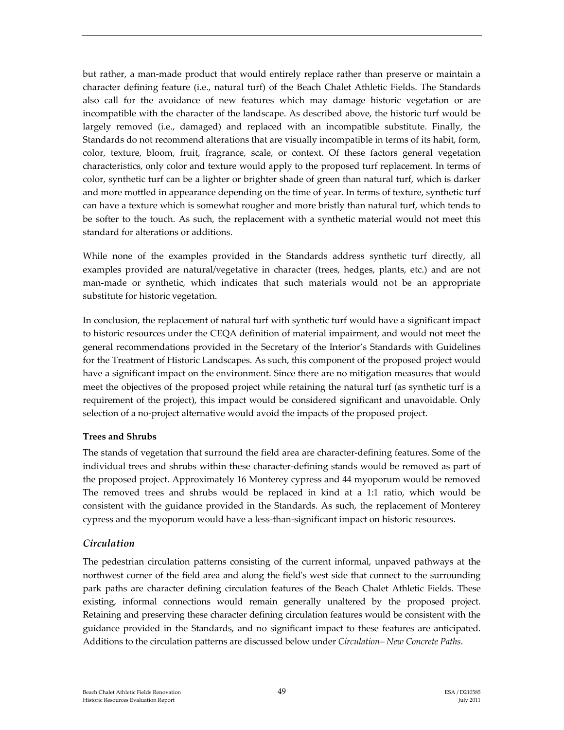but rather, a man-made product that would entirely replace rather than preserve or maintain a character defining feature (i.e., natural turf) of the Beach Chalet Athletic Fields. The Standards also call for the avoidance of new features which may damage historic vegetation or are incompatible with the character of the landscape. As described above, the historic turf would be largely removed (i.e., damaged) and replaced with an incompatible substitute. Finally, the Standards do not recommend alterations that are visually incompatible in terms of its habit, form, color, texture, bloom, fruit, fragrance, scale, or context. Of these factors general vegetation characteristics, only color and texture would apply to the proposed turf replacement. In terms of color, synthetic turf can be a lighter or brighter shade of green than natural turf, which is darker and more mottled in appearance depending on the time of year. In terms of texture, synthetic turf can have a texture which is somewhat rougher and more bristly than natural turf, which tends to be softer to the touch. As such, the replacement with a synthetic material would not meet this standard for alterations or additions.

While none of the examples provided in the Standards address synthetic turf directly, all examples provided are natural/vegetative in character (trees, hedges, plants, etc.) and are not man-made or synthetic, which indicates that such materials would not be an appropriate substitute for historic vegetation.

In conclusion, the replacement of natural turf with synthetic turf would have a significant impact to historic resources under the CEQA definition of material impairment, and would not meet the general recommendations provided in the Secretary of the Interior's Standards with Guidelines for the Treatment of Historic Landscapes. As such, this component of the proposed project would have a significant impact on the environment. Since there are no mitigation measures that would meet the objectives of the proposed project while retaining the natural turf (as synthetic turf is a requirement of the project), this impact would be considered significant and unavoidable. Only selection of a no-project alternative would avoid the impacts of the proposed project.

**Trees and Shrubs**

The stands of vegetation that surround the field area are character-defining features. Some of the individual trees and shrubs within these character-defining stands would be removed as part of the proposed project. Approximately 16 Monterey cypress and 44 myoporum would be removed The removed trees and shrubs would be replaced in kind at a 1:1 ratio, which would be consistent with the guidance provided in the Standards. As such, the replacement of Monterey cypress and the myoporum would have a less-than-significant impact on historic resources.

## *Circulation*

The pedestrian circulation patterns consisting of the current informal, unpaved pathways at the northwest corner of the field area and along the field's west side that connect to the surrounding park paths are character defining circulation features of the Beach Chalet Athletic Fields. These existing, informal connections would remain generally unaltered by the proposed project. Retaining and preserving these character defining circulation features would be consistent with the guidance provided in the Standards, and no significant impact to these features are anticipated. Additions to the circulation patterns are discussed below under *Circulation– New Concrete Paths*.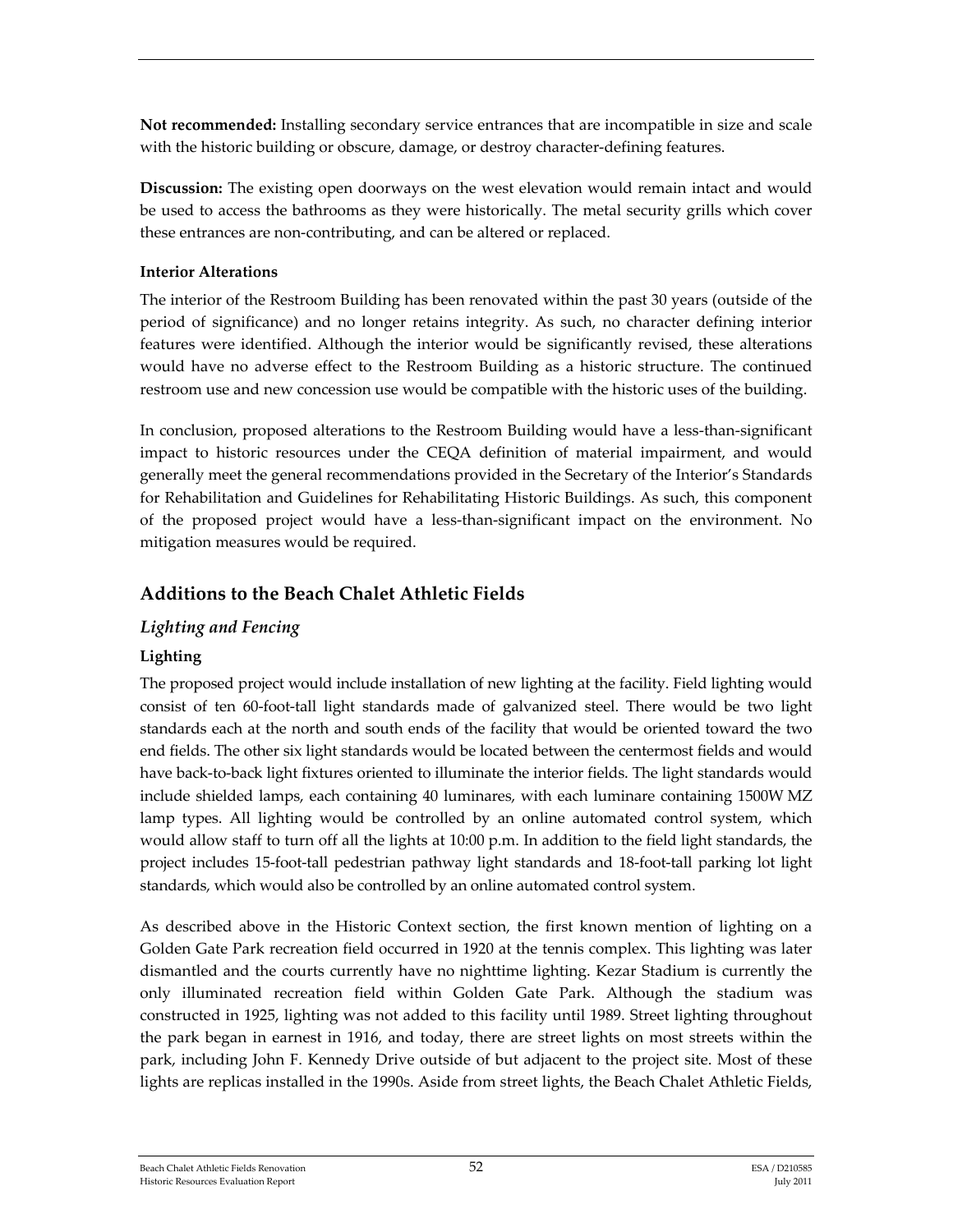**Not recommended:** Installing secondary service entrances that are incompatible in size and scale with the historic building or obscure, damage, or destroy character-defining features.

**Discussion:** The existing open doorways on the west elevation would remain intact and would be used to access the bathrooms as they were historically. The metal security grills which cover these entrances are non-contributing, and can be altered or replaced.

**Interior Alterations**

The interior of the Restroom Building has been renovated within the past 30 years (outside of the period of significance) and no longer retains integrity. As such, no character defining interior features were identified. Although the interior would be significantly revised, these alterations would have no adverse effect to the Restroom Building as a historic structure. The continued restroom use and new concession use would be compatible with the historic uses of the building.

In conclusion, proposed alterations to the Restroom Building would have a less-than-significant impact to historic resources under the CEQA definition of material impairment, and would generally meet the general recommendations provided in the Secretary of the Interior's Standards for Rehabilitation and Guidelines for Rehabilitating Historic Buildings. As such, this component of the proposed project would have a less-than-significant impact on the environment. No mitigation measures would be required.

## Additions to the Beach Chalet Athletic Fields

### *Lighting and Fencing*

**Lighting**

The proposed project would include installation of new lighting at the facility. Field lighting would consist of ten 60-foot-tall light standards made of galvanized steel. There would be two light standards each at the north and south ends of the facility that would be oriented toward the two end fields. The other six light standards would be located between the centermost fields and would have back-to-back light fixtures oriented to illuminate the interior fields. The light standards would include shielded lamps, each containing 40 luminares, with each luminare containing 1500W MZ lamp types. All lighting would be controlled by an online automated control system, which would allow staff to turn off all the lights at 10:00 p.m. In addition to the field light standards, the project includes 15-foot-tall pedestrian pathway light standards and 18-foot-tall parking lot light standards, which would also be controlled by an online automated control system.

As described above in the Historic Context section, the first known mention of lighting on a Golden Gate Park recreation field occurred in 1920 at the tennis complex. This lighting was later dismantled and the courts currently have no nighttime lighting. Kezar Stadium is currently the only illuminated recreation field within Golden Gate Park. Although the stadium was constructed in 1925, lighting was not added to this facility until 1989. Street lighting throughout the park began in earnest in 1916, and today, there are street lights on most streets within the park, including John F. Kennedy Drive outside of but adjacent to the project site. Most of these lights are replicas installed in the 1990s. Aside from street lights, the Beach Chalet Athletic Fields,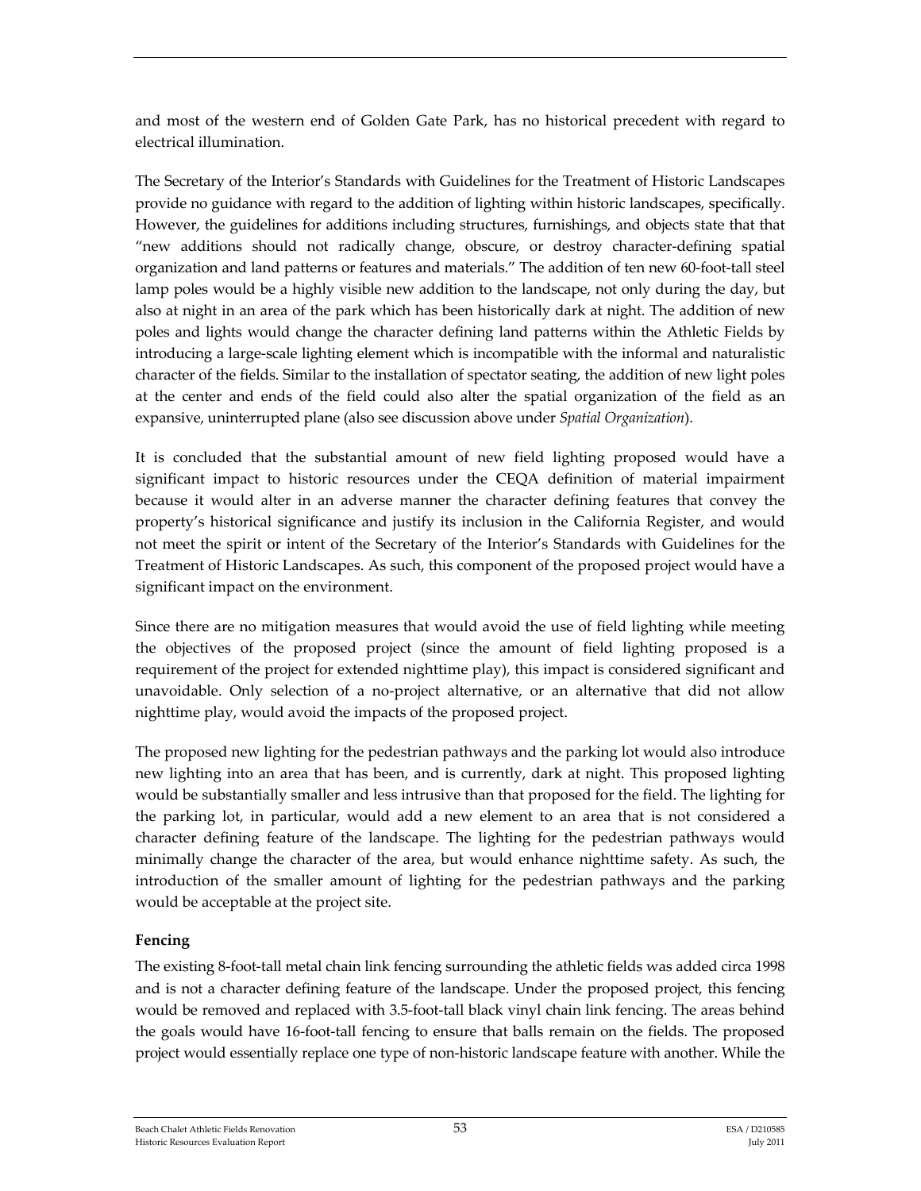and most of the western end of Golden Gate Park, has no historical precedent with regard to electrical illumination.

The Secretary of the Interior's Standards with Guidelines for the Treatment of Historic Landscapes provide no guidance with regard to the addition of lighting within historic landscapes, specifically. However, the guidelines for additions including structures, furnishings, and objects state that that "new additions should not radically change, obscure, or destroy character-defining spatial organization and land patterns or features and materials." The addition of ten new 60-foot-tall steel lamp poles would be a highly visible new addition to the landscape, not only during the day, but also at night in an area of the park which has been historically dark at night. The addition of new poles and lights would change the character defining land patterns within the Athletic Fields by introducing a large-scale lighting element which is incompatible with the informal and naturalistic character of the fields. Similar to the installation of spectator seating, the addition of new light poles at the center and ends of the field could also alter the spatial organization of the field as an expansive, uninterrupted plane (also see discussion above under *Spatial Organization*).

It is concluded that the substantial amount of new field lighting proposed would have a significant impact to historic resources under the CEQA definition of material impairment because it would alter in an adverse manner the character defining features that convey the property's historical significance and justify its inclusion in the California Register, and would not meet the spirit or intent of the Secretary of the Interior's Standards with Guidelines for the Treatment of Historic Landscapes. As such, this component of the proposed project would have a significant impact on the environment.

Since there are no mitigation measures that would avoid the use of field lighting while meeting the objectives of the proposed project (since the amount of field lighting proposed is a requirement of the project for extended nighttime play), this impact is considered significant and unavoidable. Only selection of a no-project alternative, or an alternative that did not allow nighttime play, would avoid the impacts of the proposed project.

The proposed new lighting for the pedestrian pathways and the parking lot would also introduce new lighting into an area that has been, and is currently, dark at night. This proposed lighting would be substantially smaller and less intrusive than that proposed for the field. The lighting for the parking lot, in particular, would add a new element to an area that is not considered a character defining feature of the landscape. The lighting for the pedestrian pathways would minimally change the character of the area, but would enhance nighttime safety. As such, the introduction of the smaller amount of lighting for the pedestrian pathways and the parking would be acceptable at the project site.

**Fencing**

The existing 8-foot-tall metal chain link fencing surrounding the athletic fields was added circa 1998 and is not a character defining feature of the landscape. Under the proposed project, this fencing would be removed and replaced with 3.5-foot-tall black vinyl chain link fencing. The areas behind the goals would have 16-foot-tall fencing to ensure that balls remain on the fields. The proposed project would essentially replace one type of non-historic landscape feature with another. While the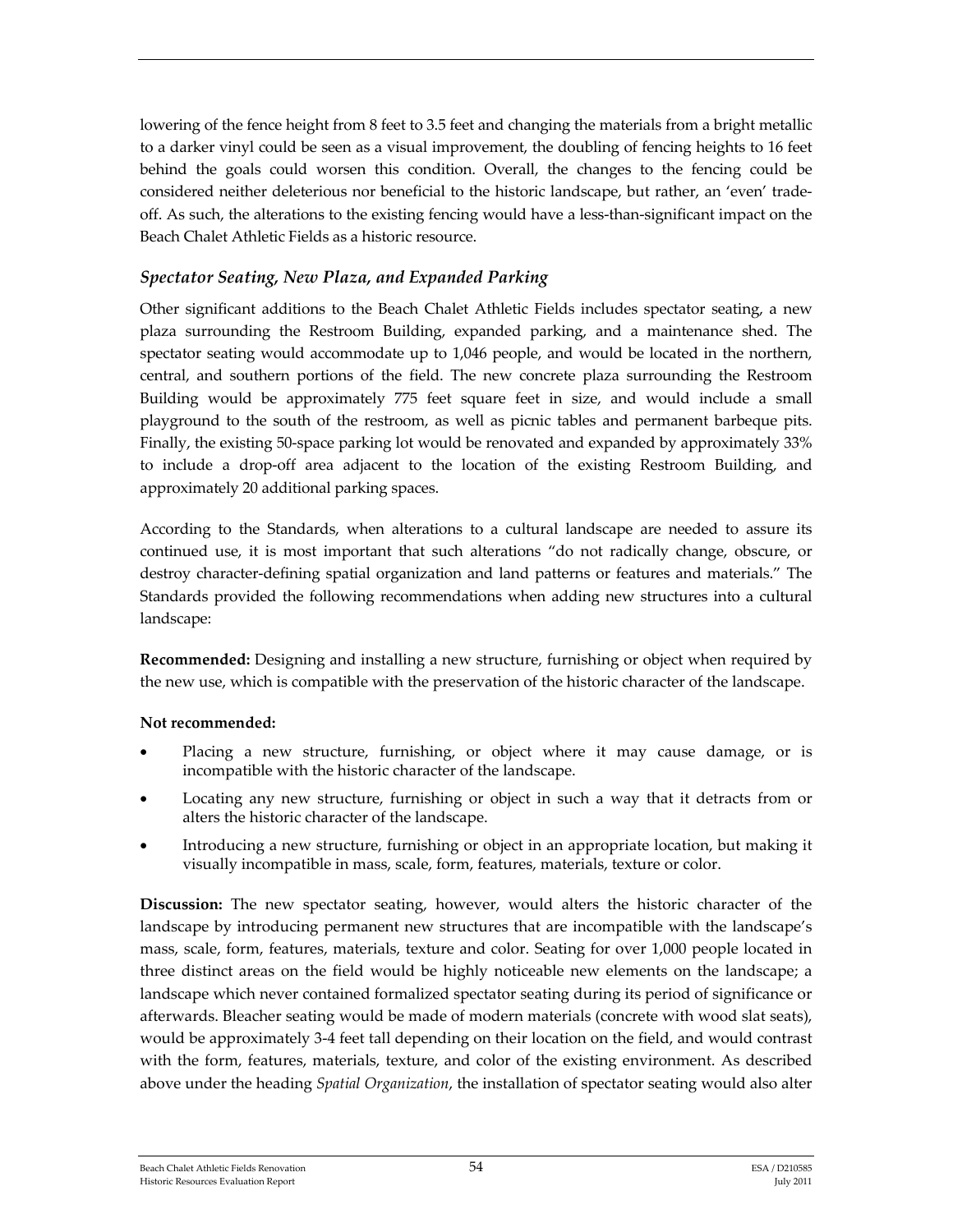lowering of the fence height from 8 feet to 3.5 feet and changing the materials from a bright metallic to a darker vinyl could be seen as a visual improvement, the doubling of fencing heights to 16 feet behind the goals could worsen this condition. Overall, the changes to the fencing could be considered neither deleterious nor beneficial to the historic landscape, but rather, an 'even' trade-off. As such, the alterations to the existing fencing would have a less-than-significant impact on the Beach Chalet Athletic Fields as a historic resource.

### *Spectator Seating, New Plaza, and Expanded Parking*

Other significant additions to the Beach Chalet Athletic Fields includes spectator seating, a new plaza surrounding the Restroom Building, expanded parking, and a maintenance shed. The spectator seating would accommodate up to 1,046 people, and would be located in the northern, central, and southern portions of the field. The new concrete plaza surrounding the Restroom Building would be approximately 775 feet square feet in size, and would include a small playground to the south of the restroom, as well as picnic tables and permanent barbeque pits. Finally, the existing 50-space parking lot would be renovated and expanded by approximately 33% to include a drop-off area adjacent to the location of the existing Restroom Building, and approximately 20 additional parking spaces.

According to the Standards, when alterations to a cultural landscape are needed to assure its continued use, it is most important that such alterations "do not radically change, obscure, or destroy character-defining spatial organization and land patterns or features and materials." The Standards provided the following recommendations when adding new structures into a cultural landscape:

**Recommended:** Designing and installing a new structure, furnishing or object when required by the new use, which is compatible with the preservation of the historic character of the landscape.

**Not recommended:**

- Placing a new structure, furnishing, or object where it may cause damage, or is incompatible with the historic character of the landscape.
- Locating any new structure, furnishing or object in such a way that it detracts from or alters the historic character of the landscape.
- Introducing a new structure, furnishing or object in an appropriate location, but making it visually incompatible in mass, scale, form, features, materials, texture or color.

**Discussion:** The new spectator seating, however, would alters the historic character of the landscape by introducing permanent new structures that are incompatible with the landscape's mass, scale, form, features, materials, texture and color. Seating for over 1,000 people located in three distinct areas on the field would be highly noticeable new elements on the landscape; a landscape which never contained formalized spectator seating during its period of significance or afterwards. Bleacher seating would be made of modern materials (concrete with wood slat seats), would be approximately 3-4 feet tall depending on their location on the field, and would contrast with the form, features, materials, texture, and color of the existing environment. As described above under the heading *Spatial Organization*, the installation of spectator seating would also alter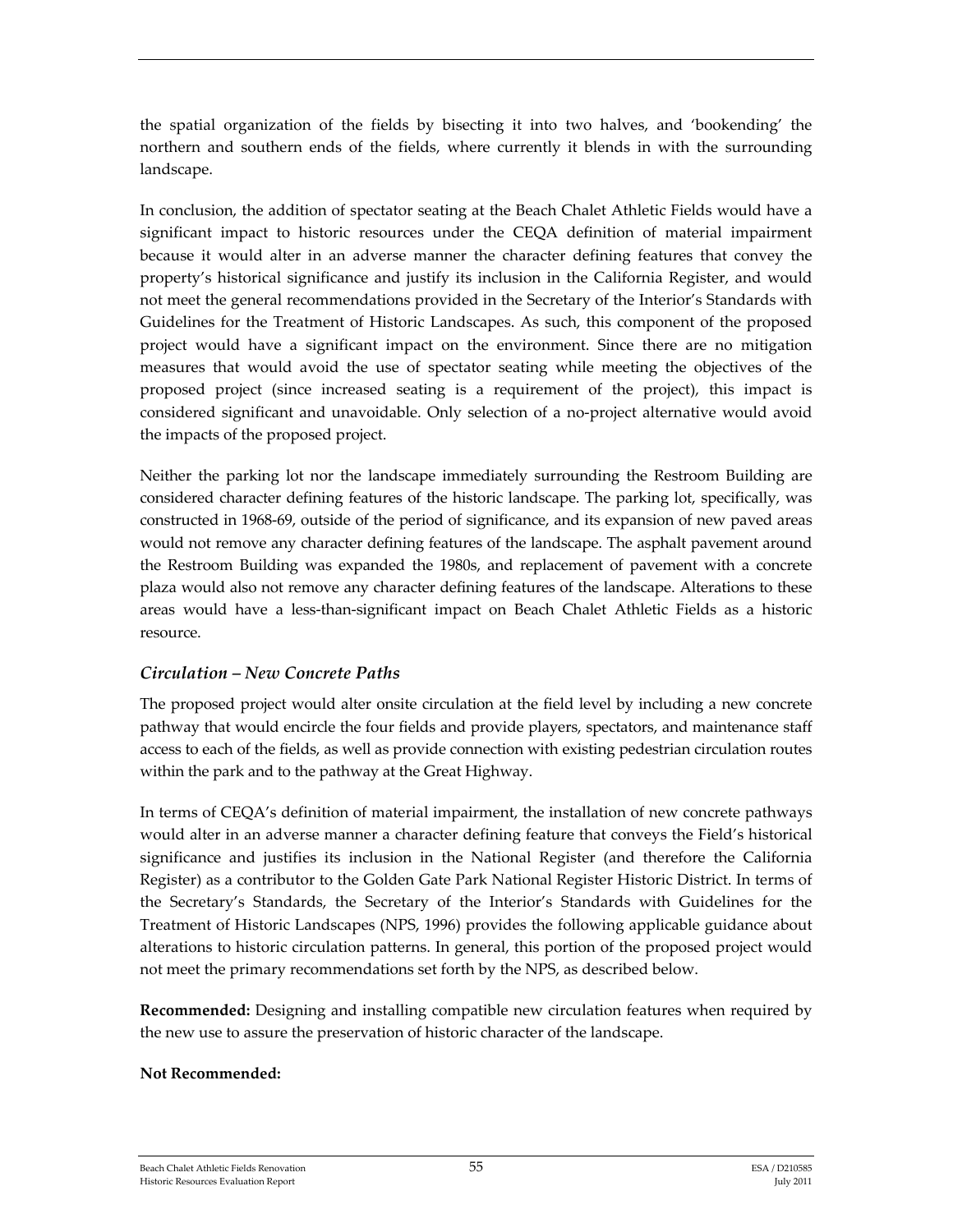the spatial organization of the fields by bisecting it into two halves, and 'bookending' the northern and southern ends of the fields, where currently it blends in with the surrounding landscape.

In conclusion, the addition of spectator seating at the Beach Chalet Athletic Fields would have a significant impact to historic resources under the CEQA definition of material impairment because it would alter in an adverse manner the character defining features that convey the property's historical significance and justify its inclusion in the California Register, and would not meet the general recommendations provided in the Secretary of the Interior's Standards with Guidelines for the Treatment of Historic Landscapes. As such, this component of the proposed project would have a significant impact on the environment. Since there are no mitigation measures that would avoid the use of spectator seating while meeting the objectives of the proposed project (since increased seating is a requirement of the project), this impact is considered significant and unavoidable. Only selection of a no-project alternative would avoid the impacts of the proposed project.

Neither the parking lot nor the landscape immediately surrounding the Restroom Building are considered character defining features of the historic landscape. The parking lot, specifically, was constructed in 1968-69, outside of the period of significance, and its expansion of new paved areas would not remove any character defining features of the landscape. The asphalt pavement around the Restroom Building was expanded the 1980s, and replacement of pavement with a concrete plaza would also not remove any character defining features of the landscape. Alterations to these areas would have a less-than-significant impact on Beach Chalet Athletic Fields as a historic resource.

### *Circulation – New Concrete Paths*

The proposed project would alter onsite circulation at the field level by including a new concrete pathway that would encircle the four fields and provide players, spectators, and maintenance staff access to each of the fields, as well as provide connection with existing pedestrian circulation routes within the park and to the pathway at the Great Highway.

In terms of CEQA's definition of material impairment, the installation of new concrete pathways would alter in an adverse manner a character defining feature that conveys the Field's historical significance and justifies its inclusion in the National Register (and therefore the California Register) as a contributor to the Golden Gate Park National Register Historic District. In terms of the Secretary's Standards, the Secretary of the Interior's Standards with Guidelines for the Treatment of Historic Landscapes (NPS, 1996) provides the following applicable guidance about alterations to historic circulation patterns. In general, this portion of the proposed project would not meet the primary recommendations set forth by the NPS, as described below.

**Recommended:** Designing and installing compatible new circulation features when required by the new use to assure the preservation of historic character of the landscape.

**Not Recommended:**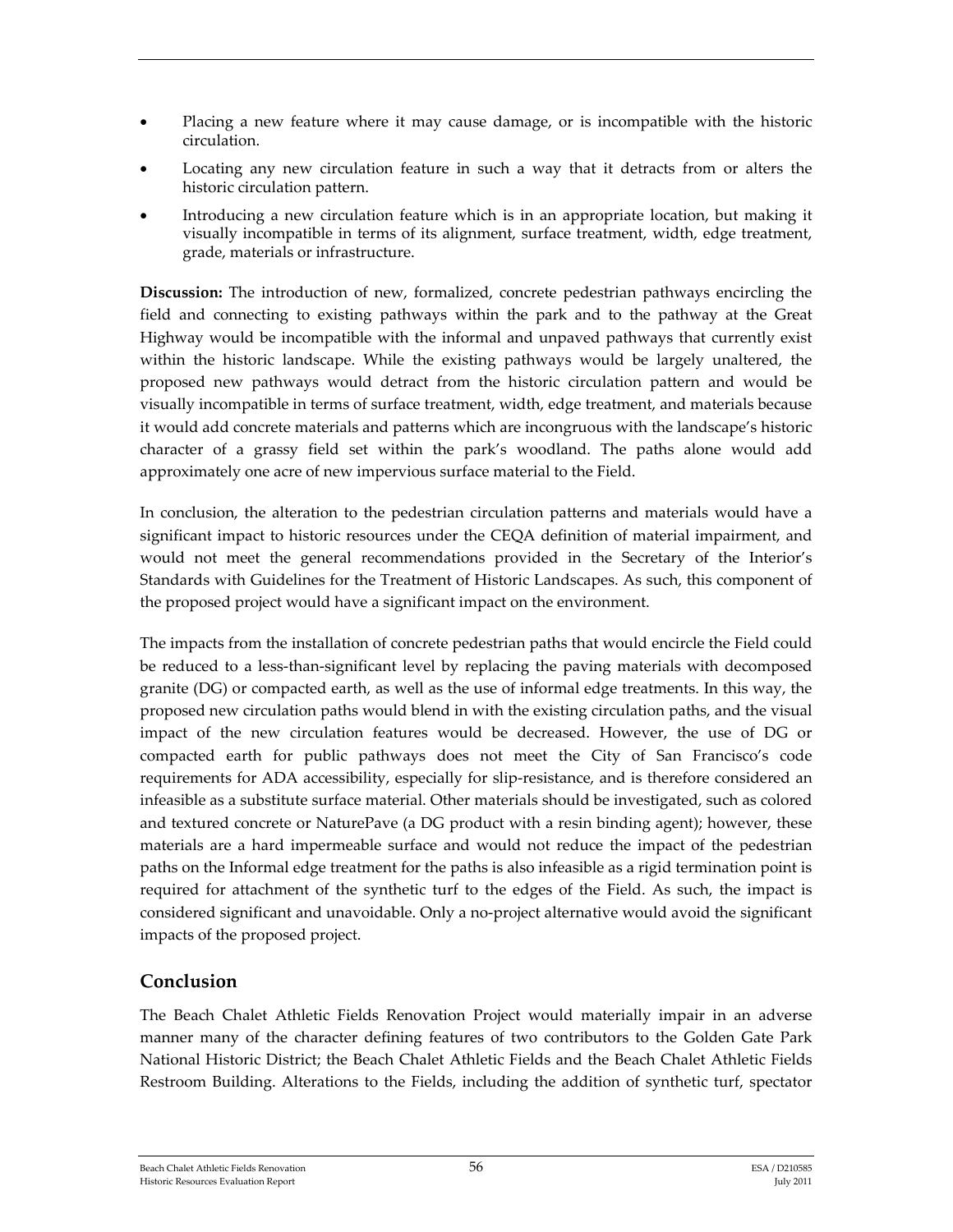- Placing a new feature where it may cause damage, or is incompatible with the historic circulation.
- Locating any new circulation feature in such a way that it detracts from or alters the historic circulation pattern.
- Introducing a new circulation feature which is in an appropriate location, but making it visually incompatible in terms of its alignment, surface treatment, width, edge treatment, grade, materials or infrastructure.

**Discussion:** The introduction of new, formalized, concrete pedestrian pathways encircling the field and connecting to existing pathways within the park and to the pathway at the Great Highway would be incompatible with the informal and unpaved pathways that currently exist within the historic landscape. While the existing pathways would be largely unaltered, the proposed new pathways would detract from the historic circulation pattern and would be visually incompatible in terms of surface treatment, width, edge treatment, and materials because it would add concrete materials and patterns which are incongruous with the landscape's historic character of a grassy field set within the park's woodland. The paths alone would add approximately one acre of new impervious surface material to the Field.

In conclusion, the alteration to the pedestrian circulation patterns and materials would have a significant impact to historic resources under the CEQA definition of material impairment, and would not meet the general recommendations provided in the Secretary of the Interior's Standards with Guidelines for the Treatment of Historic Landscapes. As such, this component of the proposed project would have a significant impact on the environment.

The impacts from the installation of concrete pedestrian paths that would encircle the Field could be reduced to a less-than-significant level by replacing the paving materials with decomposed granite (DG) or compacted earth, as well as the use of informal edge treatments. In this way, the proposed new circulation paths would blend in with the existing circulation paths, and the visual impact of the new circulation features would be decreased. However, the use of DG or compacted earth for public pathways does not meet the City of San Francisco's code requirements for ADA accessibility, especially for slip-resistance, and is therefore considered an infeasible as a substitute surface material. Other materials should be investigated, such as colored and textured concrete or NaturePave (a DG product with a resin binding agent); however, these materials are a hard impermeable surface and would not reduce the impact of the pedestrian paths on the Informal edge treatment for the paths is also infeasible as a rigid termination point is required for attachment of the synthetic turf to the edges of the Field. As such, the impact is considered significant and unavoidable. Only a no-project alternative would avoid the significant impacts of the proposed project.

## Conclusion

The Beach Chalet Athletic Fields Renovation Project would materially impair in an adverse manner many of the character defining features of two contributors to the Golden Gate Park National Historic District; the Beach Chalet Athletic Fields and the Beach Chalet Athletic Fields Restroom Building. Alterations to the Fields, including the addition of synthetic turf, spectator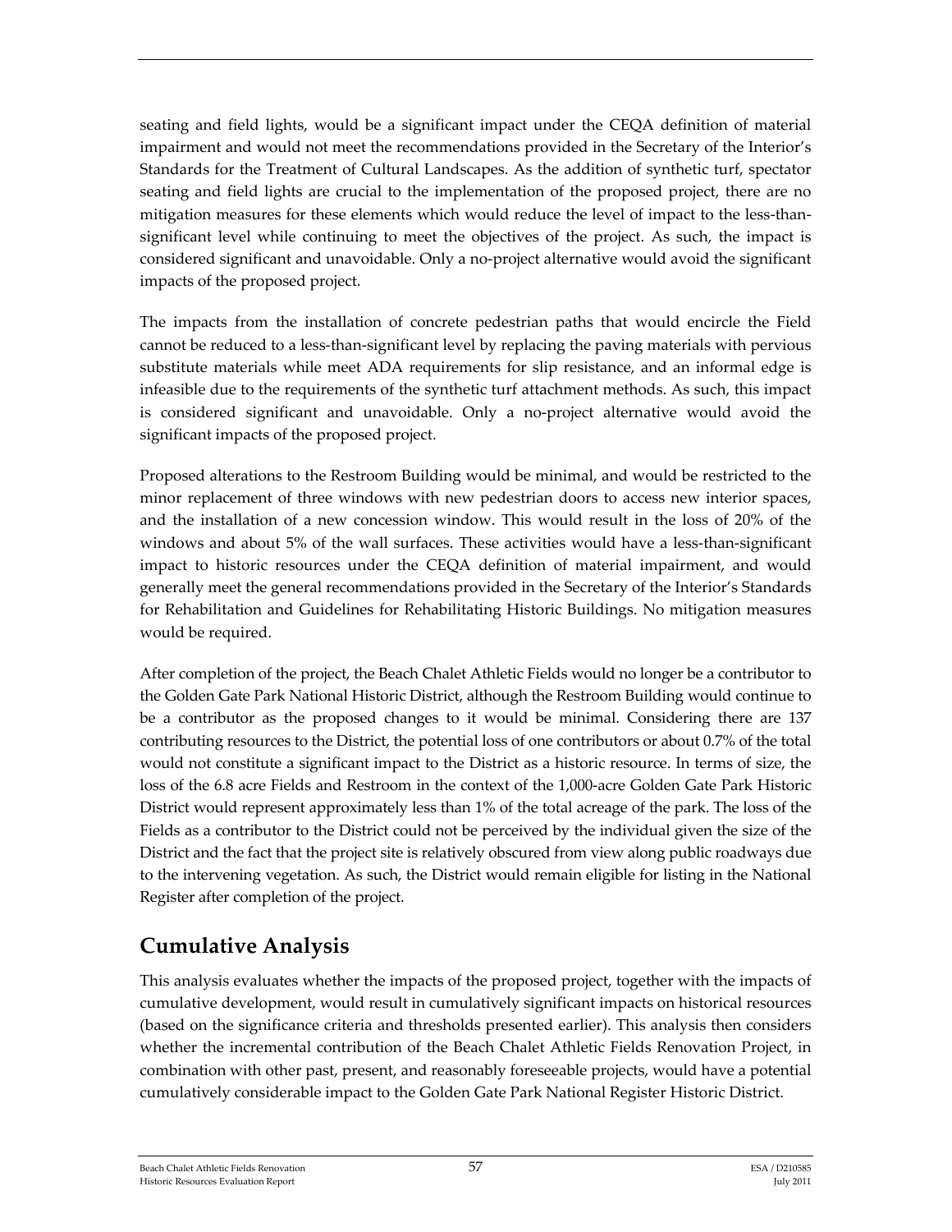seating and field lights, would be a significant impact under the CEQA definition of material impairment and would not meet the recommendations provided in the Secretary of the Interior's Standards for the Treatment of Cultural Landscapes. As the addition of synthetic turf, spectator seating and field lights are crucial to the implementation of the proposed project, there are no mitigation measures for these elements which would reduce the level of impact to the less-than-significant level while continuing to meet the objectives of the project. As such, the impact is considered significant and unavoidable. Only a no-project alternative would avoid the significant impacts of the proposed project.

The impacts from the installation of concrete pedestrian paths that would encircle the Field cannot be reduced to a less-than-significant level by replacing the paving materials with pervious substitute materials while meet ADA requirements for slip resistance, and an informal edge is infeasible due to the requirements of the synthetic turf attachment methods. As such, this impact is considered significant and unavoidable. Only a no-project alternative would avoid the significant impacts of the proposed project.

Proposed alterations to the Restroom Building would be minimal, and would be restricted to the minor replacement of three windows with new pedestrian doors to access new interior spaces, and the installation of a new concession window. This would result in the loss of 20% of the windows and about 5% of the wall surfaces. These activities would have a less-than-significant impact to historic resources under the CEQA definition of material impairment, and would generally meet the general recommendations provided in the Secretary of the Interior's Standards for Rehabilitation and Guidelines for Rehabilitating Historic Buildings. No mitigation measures would be required.

After completion of the project, the Beach Chalet Athletic Fields would no longer be a contributor to the Golden Gate Park National Historic District, although the Restroom Building would continue to be a contributor as the proposed changes to it would be minimal. Considering there are 137 contributing resources to the District, the potential loss of one contributors or about 0.7% of the total would not constitute a significant impact to the District as a historic resource. In terms of size, the loss of the 6.8 acre Fields and Restroom in the context of the 1,000-acre Golden Gate Park Historic District would represent approximately less than 1% of the total acreage of the park. The loss of the Fields as a contributor to the District could not be perceived by the individual given the size of the District and the fact that the project site is relatively obscured from view along public roadways due to the intervening vegetation. As such, the District would remain eligible for listing in the National Register after completion of the project.

## Cumulative Analysis

This analysis evaluates whether the impacts of the proposed project, together with the impacts of cumulative development, would result in cumulatively significant impacts on historical resources (based on the significance criteria and thresholds presented earlier). This analysis then considers whether the incremental contribution of the Beach Chalet Athletic Fields Renovation Project, in combination with other past, present, and reasonably foreseeable projects, would have a potential cumulatively considerable impact to the Golden Gate Park National Register Historic District.